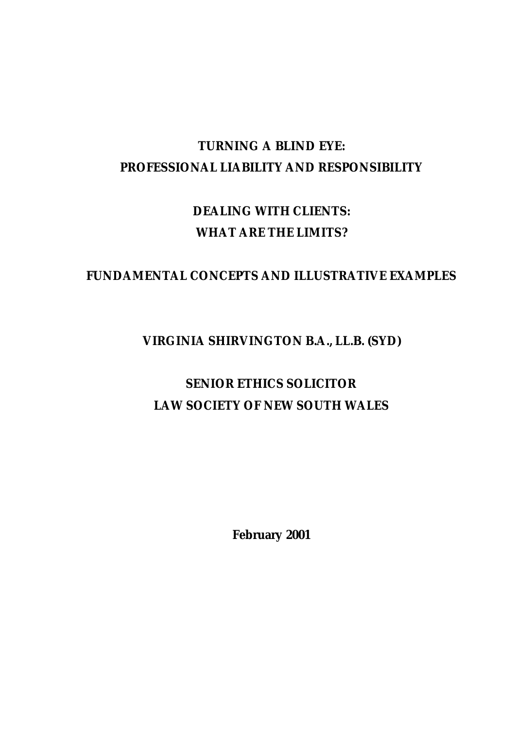# TURNING A BLIND EYE: PROFESSIONAL LIABILITY AND RESPONSIBILITY

## DEALING WITH CLIENTS: WHAT ARE THE LIMITS?

## FUNDAMENTAL CONCEPTS AND ILLUSTRATIVE EXAMPLES

**VIRGINIA SHIRVINGTON B.A., LL.B. (SYD)**

**SENIOR ETHICS SOLICITOR**
**LAW SOCIETY OF NEW SOUTH WALES**

**February 2001**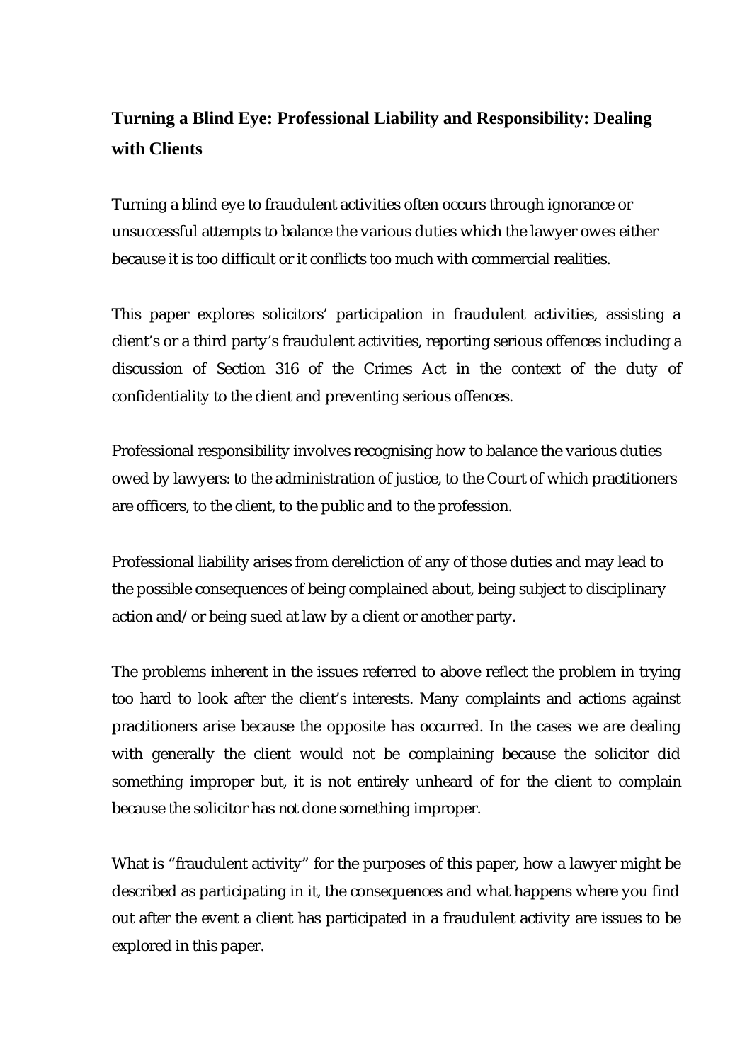# Turning a Blind Eye: Professional Liability and Responsibility: Dealing with Clients

Turning a blind eye to fraudulent activities often occurs through ignorance or unsuccessful attempts to balance the various duties which the lawyer owes either because it is too difficult or it conflicts too much with commercial realities.

This paper explores solicitors' participation in fraudulent activities, assisting a client's or a third party's fraudulent activities, reporting serious offences including a discussion of Section 316 of the Crimes Act in the context of the duty of confidentiality to the client and preventing serious offences.

Professional responsibility involves recognising how to balance the various duties owed by lawyers: to the administration of justice, to the Court of which practitioners are officers, to the client, to the public and to the profession.

Professional liability arises from dereliction of any of those duties and may lead to the possible consequences of being complained about, being subject to disciplinary action and/or being sued at law by a client or another party.

The problems inherent in the issues referred to above reflect the problem in trying too hard to look after the client's interests. Many complaints and actions against practitioners arise because the opposite has occurred. In the cases we are dealing with generally the client would not be complaining because the solicitor did something improper but, it is not entirely unheard of for the client to complain because the solicitor has *not* done something improper.

What is "fraudulent activity" for the purposes of this paper, how a lawyer might be described as participating in it, the consequences and what happens where you find out after the event a client has participated in a fraudulent activity are issues to be explored in this paper.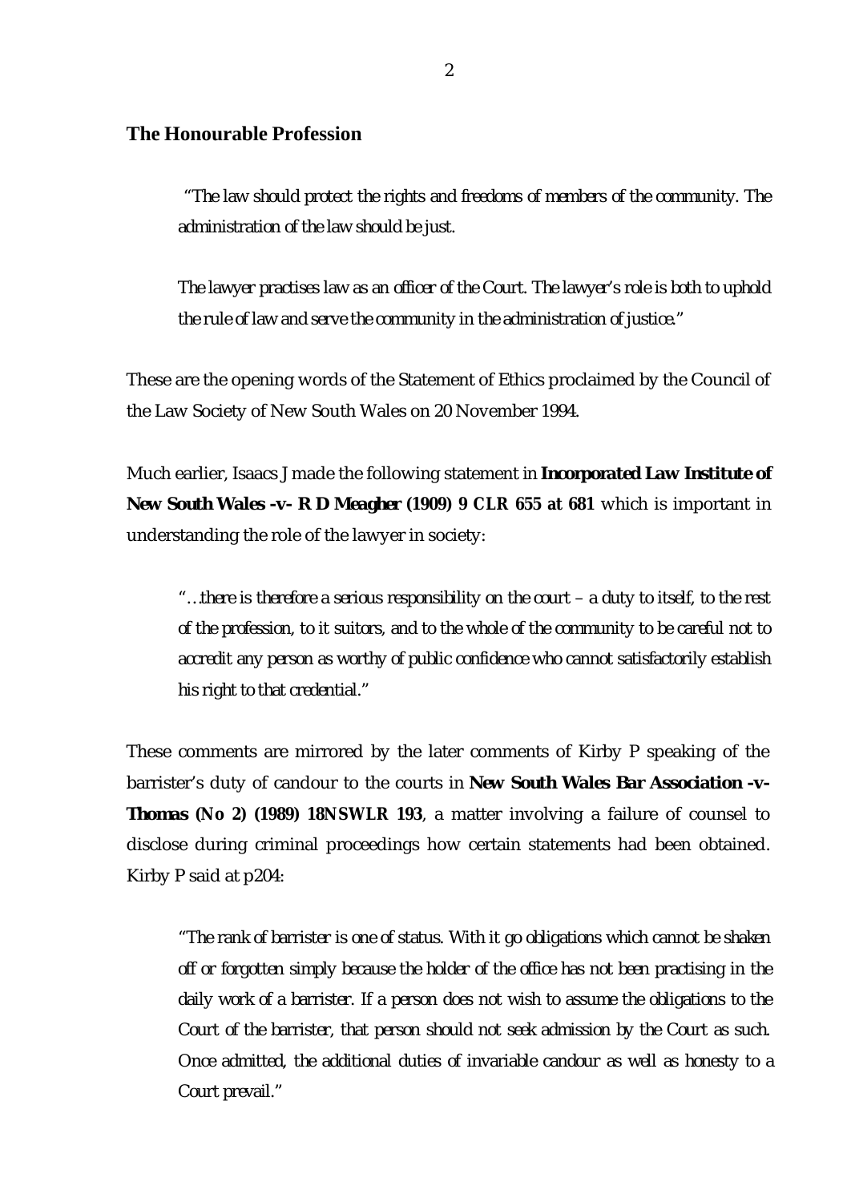## The Honourable Profession

> *"The law should protect the rights and freedoms of members of the community. The administration of the law should be just.*
>
> *The lawyer practises law as an officer of the Court. The lawyer's role is both to uphold the rule of law and serve the community in the administration of justice."*

These are the opening words of the Statement of Ethics proclaimed by the Council of the Law Society of New South Wales on 20 November 1994.

Much earlier, Isaacs J made the following statement in **Incorporated Law Institute of New South Wales -v- R D Meagher (1909) 9 CLR 655 at 681** which is important in understanding the role of the lawyer in society:

> *"…there is therefore a serious responsibility on the court – a duty to itself, to the rest of the profession, to it suitors, and to the whole of the community to be careful not to accredit any person as worthy of public confidence who cannot satisfactorily establish his right to that credential."*

These comments are mirrored by the later comments of Kirby P speaking of the barrister's duty of candour to the courts in **New South Wales Bar Association -v- Thomas (No 2) (1989) 18NSWLR 193**, a matter involving a failure of counsel to disclose during criminal proceedings how certain statements had been obtained. Kirby P said at p204:

> *"The rank of barrister is one of status. With it go obligations which cannot be shaken off or forgotten simply because the holder of the office has not been practising in the daily work of a barrister. If a person does not wish to assume the obligations to the Court of the barrister, that person should not seek admission by the Court as such. Once admitted, the additional duties of invariable candour as well as honesty to a Court prevail."*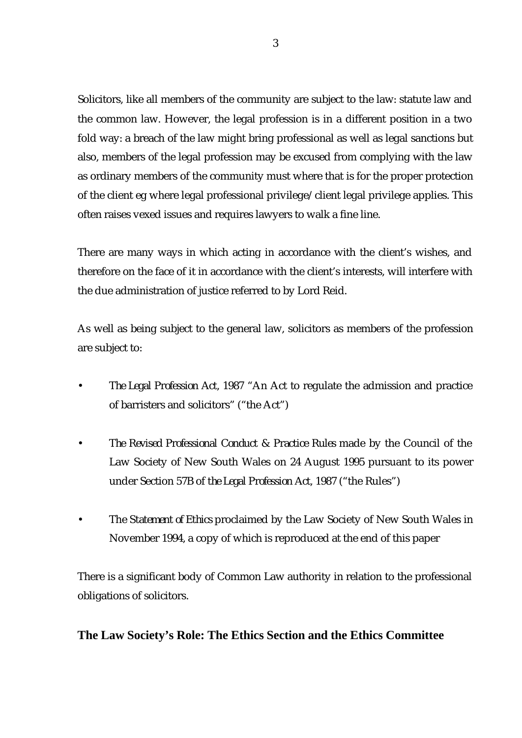Solicitors, like all members of the community are subject to the law: statute law and the common law. However, the legal profession is in a different position in a two fold way: a breach of the law might bring professional as well as legal sanctions but also, members of the legal profession may be excused from complying with the law as ordinary members of the community must where that is for the proper protection of the client eg where legal professional privilege/client legal privilege applies. This often raises vexed issues and requires lawyers to walk a fine line.

There are many ways in which acting in accordance with the client's wishes, and therefore on the face of it in accordance with the client's interests, will interfere with the due administration of justice referred to by Lord Reid.

As well as being subject to the general law, solicitors as members of the profession are subject to:

- *The Legal Profession Act, 1987* "An Act to regulate the admission and practice of barristers and solicitors" ("the Act")
- *The Revised Professional Conduct & Practice Rules* made by the Council of the Law Society of New South Wales on 24 August 1995 pursuant to its power under Section 57B of *the Legal Profession Act, 1987* ("the Rules")
- *The Statement of Ethics* proclaimed by the Law Society of New South Wales in November 1994, a copy of which is reproduced at the end of this paper

There is a significant body of Common Law authority in relation to the professional obligations of solicitors.

## The Law Society's Role: The Ethics Section and the Ethics Committee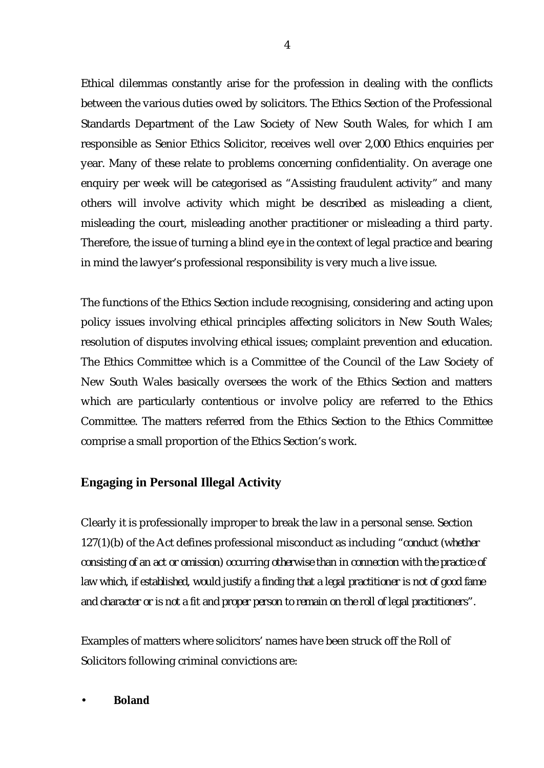Ethical dilemmas constantly arise for the profession in dealing with the conflicts between the various duties owed by solicitors. The Ethics Section of the Professional Standards Department of the Law Society of New South Wales, for which I am responsible as Senior Ethics Solicitor, receives well over 2,000 Ethics enquiries per year. Many of these relate to problems concerning confidentiality. On average one enquiry per week will be categorised as "Assisting fraudulent activity" and many others will involve activity which might be described as misleading a client, misleading the court, misleading another practitioner or misleading a third party. Therefore, the issue of turning a blind eye in the context of legal practice and bearing in mind the lawyer's professional responsibility is very much a live issue.

The functions of the Ethics Section include recognising, considering and acting upon policy issues involving ethical principles affecting solicitors in New South Wales; resolution of disputes involving ethical issues; complaint prevention and education. The Ethics Committee which is a Committee of the Council of the Law Society of New South Wales basically oversees the work of the Ethics Section and matters which are particularly contentious or involve policy are referred to the Ethics Committee. The matters referred from the Ethics Section to the Ethics Committee comprise a small proportion of the Ethics Section's work.

## Engaging in Personal Illegal Activity

Clearly it is professionally improper to break the law in a personal sense. Section 127(1)(b) of the Act defines professional misconduct as including "*conduct (whether consisting of an act or omission) occurring otherwise than in connection with the practice of law which, if established, would justify a finding that a legal practitioner is not of good fame and character or is not a fit and proper person to remain on the roll of legal practitioners*".

Examples of matters where solicitors' names have been struck off the Roll of Solicitors following criminal convictions are:

- **Boland**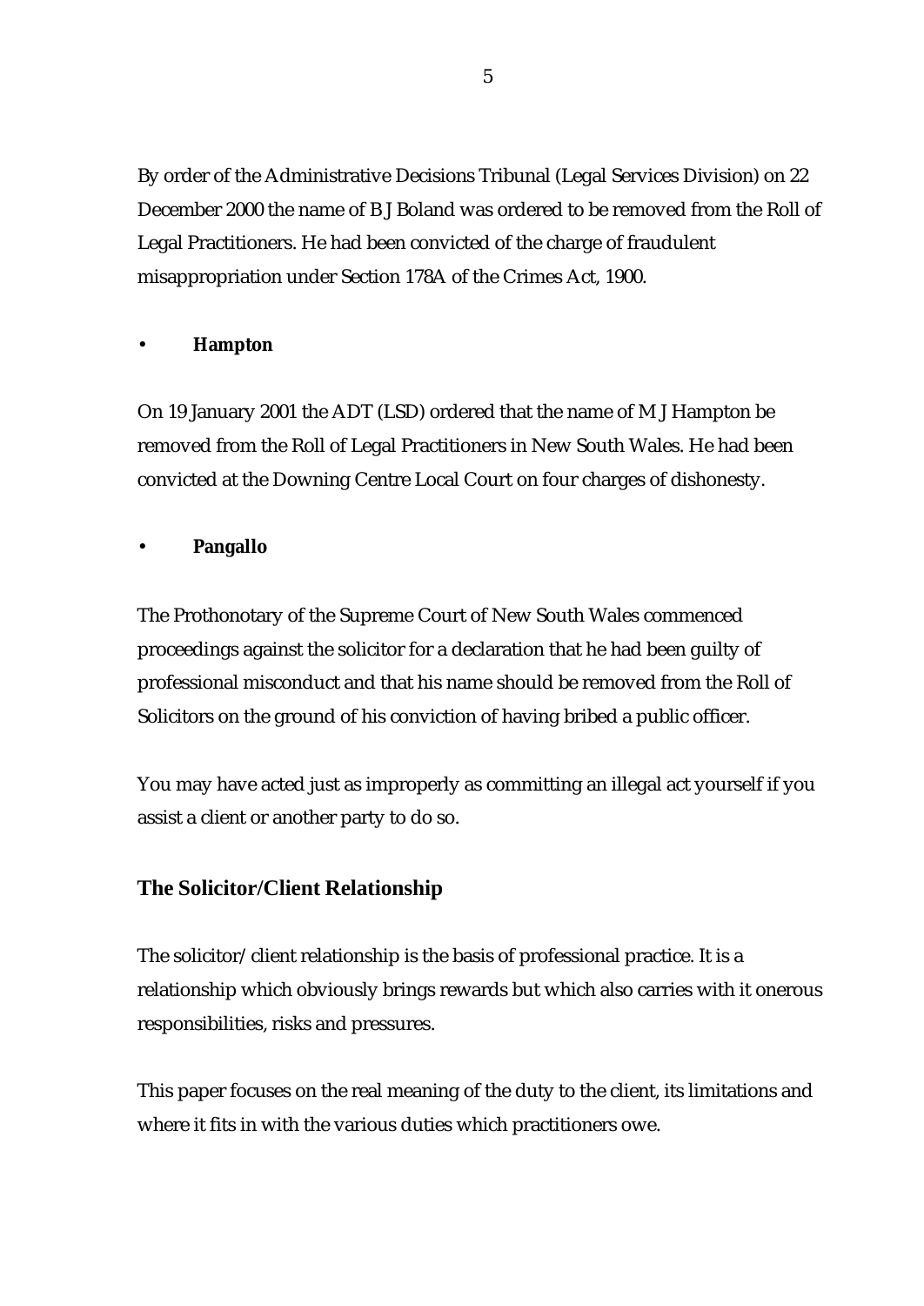By order of the Administrative Decisions Tribunal (Legal Services Division) on 22 December 2000 the name of B J Boland was ordered to be removed from the Roll of Legal Practitioners. He had been convicted of the charge of fraudulent misappropriation under Section 178A of the Crimes Act, 1900.

- **Hampton**

On 19 January 2001 the ADT (LSD) ordered that the name of M J Hampton be removed from the Roll of Legal Practitioners in New South Wales. He had been convicted at the Downing Centre Local Court on four charges of dishonesty.

- **Pangallo**

The Prothonotary of the Supreme Court of New South Wales commenced proceedings against the solicitor for a declaration that he had been guilty of professional misconduct and that his name should be removed from the Roll of Solicitors on the ground of his conviction of having bribed a public officer.

You may have acted just as improperly as committing an illegal act yourself if you assist a client or another party to do so.

## The Solicitor/Client Relationship

The solicitor/client relationship is the basis of professional practice. It is a relationship which obviously brings rewards but which also carries with it onerous responsibilities, risks and pressures.

This paper focuses on the real meaning of the duty to the client, its limitations and where it fits in with the various duties which practitioners owe.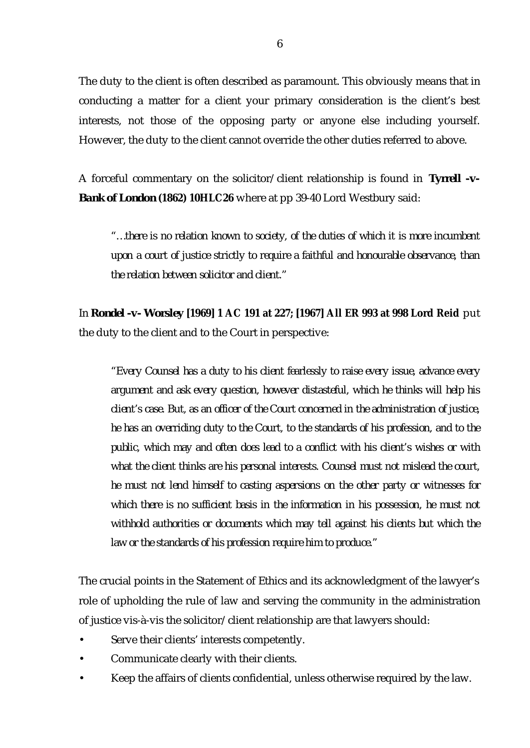The duty to the client is often described as paramount. This obviously means that in conducting a matter for a client your primary consideration is the client's best interests, not those of the opposing party or anyone else including yourself. However, the duty to the client cannot override the other duties referred to above.

A forceful commentary on the solicitor/client relationship is found in **Tyrrell -v- Bank of London (1862) 10HLC26** where at pp 39-40 Lord Westbury said:

> *"…there is no relation known to society, of the duties of which it is more incumbent upon a court of justice strictly to require a faithful and honourable observance, than the relation between solicitor and client."*

In **Rondel -v- Worsley [1969] 1 AC 191 at 227; [1967] All ER 993 at 998 Lord Reid** put the duty to the client and to the Court in perspective:

> *"Every Counsel has a duty to his client fearlessly to raise every issue, advance every argument and ask every question, however distasteful, which he thinks will help his client's case. But, as an officer of the Court concerned in the administration of justice, he has an overriding duty to the Court, to the standards of his profession, and to the public, which may and often does lead to a conflict with his client's wishes or with what the client thinks are his personal interests. Counsel must not mislead the court, he must not lend himself to casting aspersions on the other party or witnesses for which there is no sufficient basis in the information in his possession, he must not withhold authorities or documents which may tell against his clients but which the law or the standards of his profession require him to produce."*

The crucial points in the Statement of Ethics and its acknowledgment of the lawyer's role of upholding the rule of law and serving the community in the administration of justice vis-à-vis the solicitor/client relationship are that lawyers should:

- Serve their clients' interests competently.
- Communicate clearly with their clients.
- Keep the affairs of clients confidential, unless otherwise required by the law.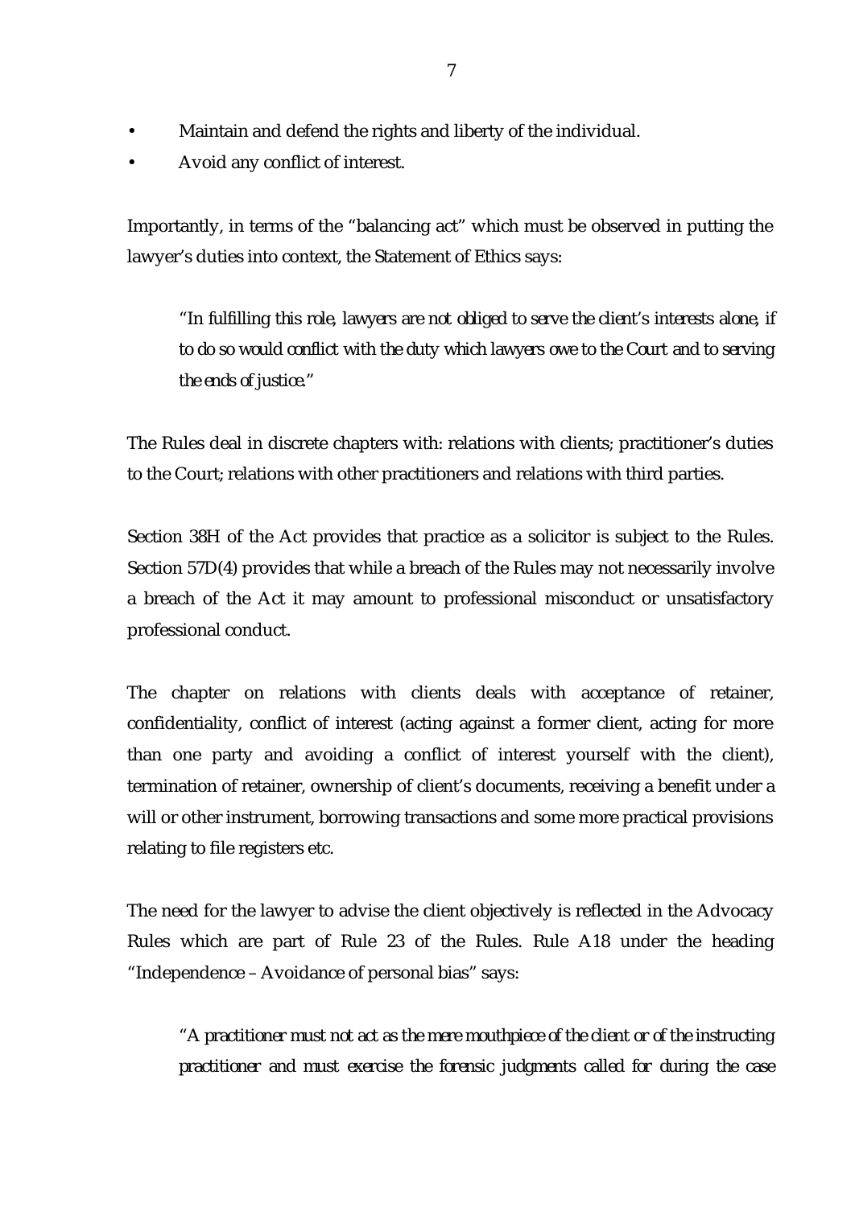- Maintain and defend the rights and liberty of the individual.
- Avoid any conflict of interest.

Importantly, in terms of the "balancing act" which must be observed in putting the lawyer's duties into context, the Statement of Ethics says:

> *"In fulfilling this role, lawyers are not obliged to serve the client's interests alone, if to do so would conflict with the duty which lawyers owe to the Court and to serving the ends of justice."*

The Rules deal in discrete chapters with: relations with clients; practitioner's duties to the Court; relations with other practitioners and relations with third parties.

Section 38H of the Act provides that practice as a solicitor is subject to the Rules. Section 57D(4) provides that while a breach of the Rules may not necessarily involve a breach of the Act it may amount to professional misconduct or unsatisfactory professional conduct.

The chapter on relations with clients deals with acceptance of retainer, confidentiality, conflict of interest (acting against a former client, acting for more than one party and avoiding a conflict of interest yourself with the client), termination of retainer, ownership of client's documents, receiving a benefit under a will or other instrument, borrowing transactions and some more practical provisions relating to file registers etc.

The need for the lawyer to advise the client objectively is reflected in the Advocacy Rules which are part of Rule 23 of the Rules. Rule A18 under the heading "Independence – Avoidance of personal bias" says:

> *"A practitioner must not act as the mere mouthpiece of the client or of the instructing practitioner and must exercise the forensic judgments called for during the case*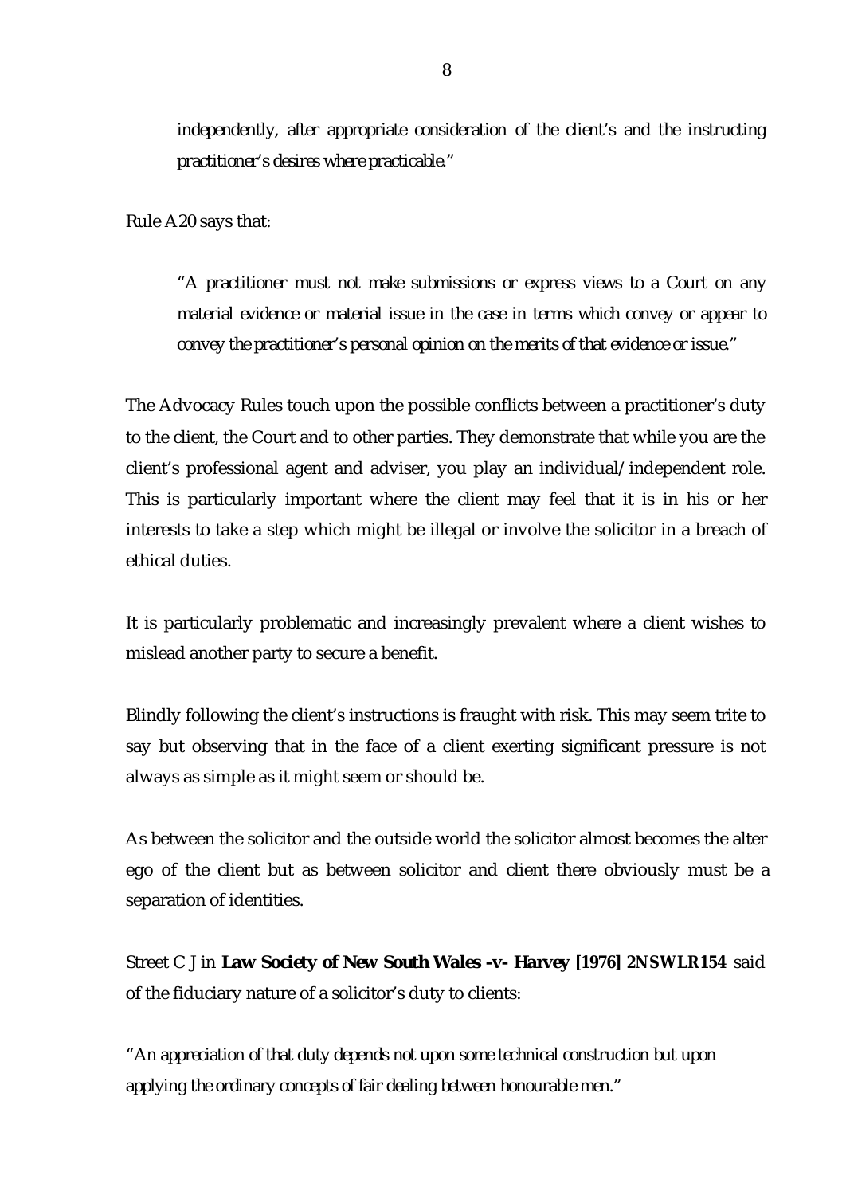*independently, after appropriate consideration of the client's and the instructing practitioner's desires where practicable."*

Rule A20 says that:

> *"A practitioner must not make submissions or express views to a Court on any material evidence or material issue in the case in terms which convey or appear to convey the practitioner's personal opinion on the merits of that evidence or issue."*

The Advocacy Rules touch upon the possible conflicts between a practitioner's duty to the client, the Court and to other parties. They demonstrate that while you are the client's professional agent and adviser, you play an individual/independent role. This is particularly important where the client may feel that it is in his or her interests to take a step which might be illegal or involve the solicitor in a breach of ethical duties.

It is particularly problematic and increasingly prevalent where a client wishes to mislead another party to secure a benefit.

Blindly following the client's instructions is fraught with risk. This may seem trite to say but observing that in the face of a client exerting significant pressure is not always as simple as it might seem or should be.

As between the solicitor and the outside world the solicitor almost becomes the alter ego of the client but as between solicitor and client there obviously must be a separation of identities.

Street C J in **Law Society of New South Wales -v- Harvey [1976] 2NSWLR154** said of the fiduciary nature of a solicitor's duty to clients:

*"An appreciation of that duty depends not upon some technical construction but upon applying the ordinary concepts of fair dealing between honourable men."*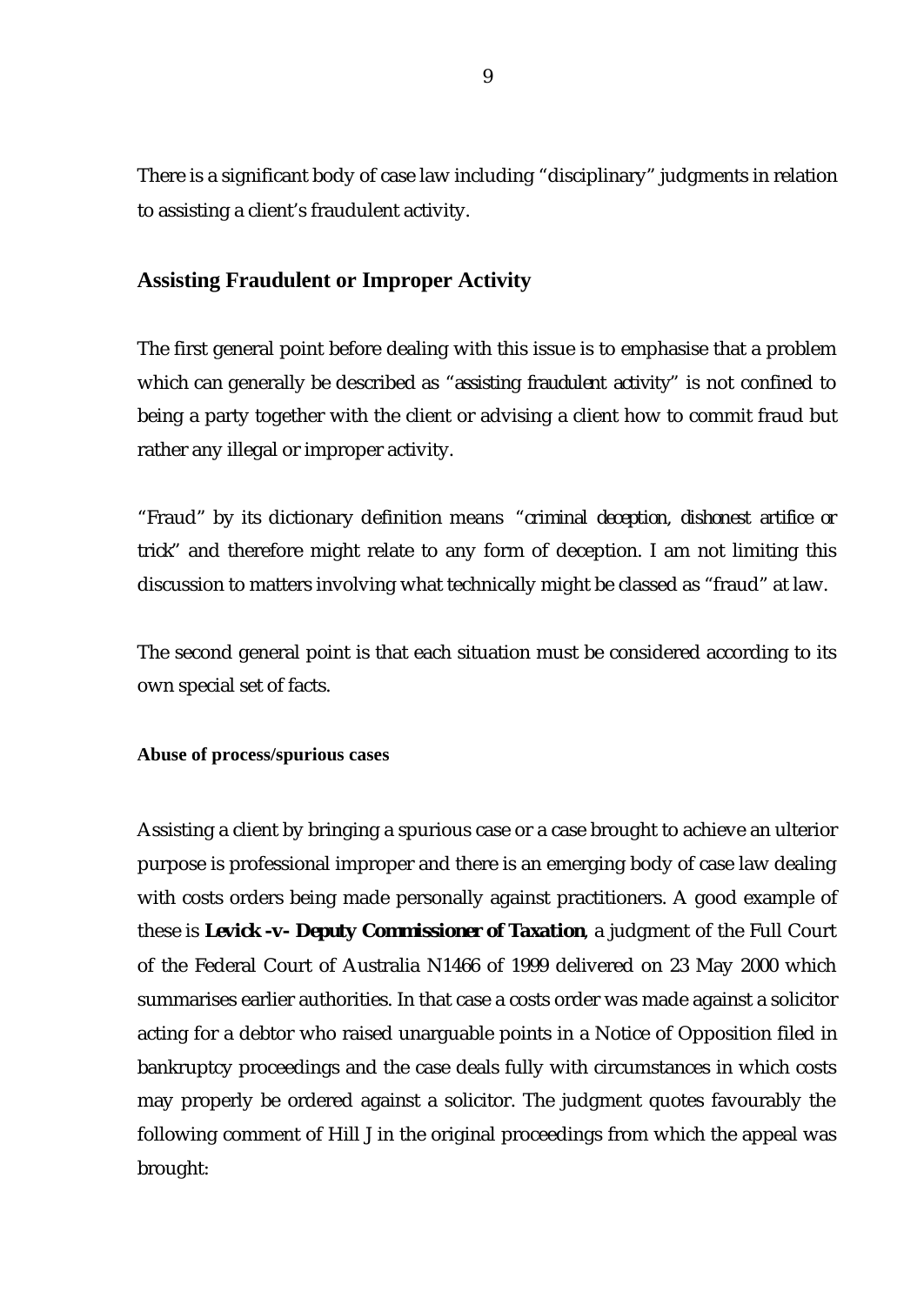There is a significant body of case law including "disciplinary" judgments in relation to assisting a client's fraudulent activity.

## Assisting Fraudulent or Improper Activity

The first general point before dealing with this issue is to emphasise that a problem which can generally be described as "*assisting fraudulent activity*" is not confined to being a party together with the client or advising a client how to commit fraud but rather any illegal or improper activity.

"Fraud" by its dictionary definition means "*criminal deception, dishonest artifice or trick*" and therefore might relate to any form of deception. I am not limiting this discussion to matters involving what technically might be classed as "fraud" at law.

The second general point is that each situation must be considered according to its own special set of facts.

#### Abuse of process/spurious cases

Assisting a client by bringing a spurious case or a case brought to achieve an ulterior purpose is professional improper and there is an emerging body of case law dealing with costs orders being made personally against practitioners. A good example of these is ***Levick -v- Deputy Commissioner of Taxation***, a judgment of the Full Court of the Federal Court of Australia N1466 of 1999 delivered on 23 May 2000 which summarises earlier authorities. In that case a costs order was made against a solicitor acting for a debtor who raised unarguable points in a Notice of Opposition filed in bankruptcy proceedings and the case deals fully with circumstances in which costs may properly be ordered against a solicitor. The judgment quotes favourably the following comment of Hill J in the original proceedings from which the appeal was brought: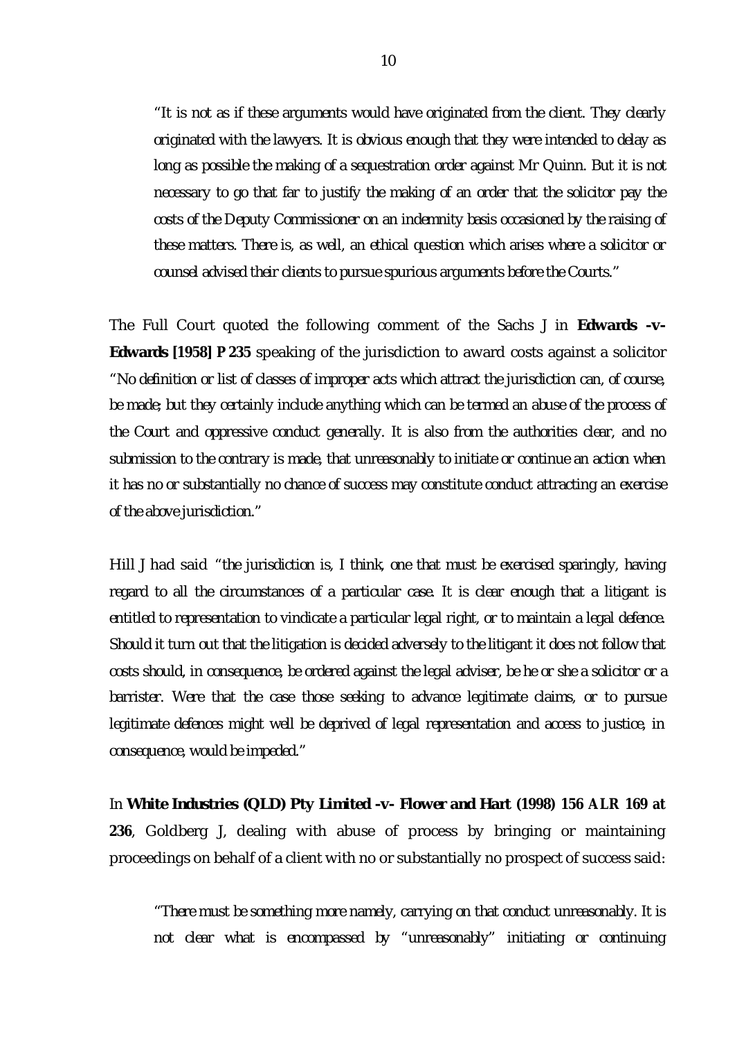> *"It is not as if these arguments would have originated from the client. They clearly originated with the lawyers. It is obvious enough that they were intended to delay as long as possible the making of a sequestration order against Mr Quinn. But it is not necessary to go that far to justify the making of an order that the solicitor pay the costs of the Deputy Commissioner on an indemnity basis occasioned by the raising of these matters. There is, as well, an ethical question which arises where a solicitor or counsel advised their clients to pursue spurious arguments before the Courts."*

The Full Court quoted the following comment of the Sachs J in **Edwards -v- Edwards [1958] P 235** speaking of the jurisdiction to award costs against a solicitor *"No definition or list of classes of improper acts which attract the jurisdiction can, of course, be made; but they certainly include anything which can be termed an abuse of the process of the Court and oppressive conduct generally. It is also from the authorities clear, and no submission to the contrary is made, that unreasonably to initiate or continue an action when it has no or substantially no chance of success may constitute conduct attracting an exercise of the above jurisdiction."*

Hill J had said *"the jurisdiction is, I think, one that must be exercised sparingly, having regard to all the circumstances of a particular case. It is clear enough that a litigant is entitled to representation to vindicate a particular legal right, or to maintain a legal defence. Should it turn out that the litigation is decided adversely to the litigant it does not follow that costs should, in consequence, be ordered against the legal adviser, be he or she a solicitor or a barrister. Were that the case those seeking to advance legitimate claims, or to pursue legitimate defences might well be deprived of legal representation and access to justice, in consequence, would be impeded."*

In **White Industries (QLD) Pty Limited -v- Flower and Hart (1998) 156 ALR 169 at 236**, Goldberg J, dealing with abuse of process by bringing or maintaining proceedings on behalf of a client with no or substantially no prospect of success said:

> *"There must be something more namely, carrying on that conduct unreasonably. It is not clear what is encompassed by "unreasonably" initiating or continuing*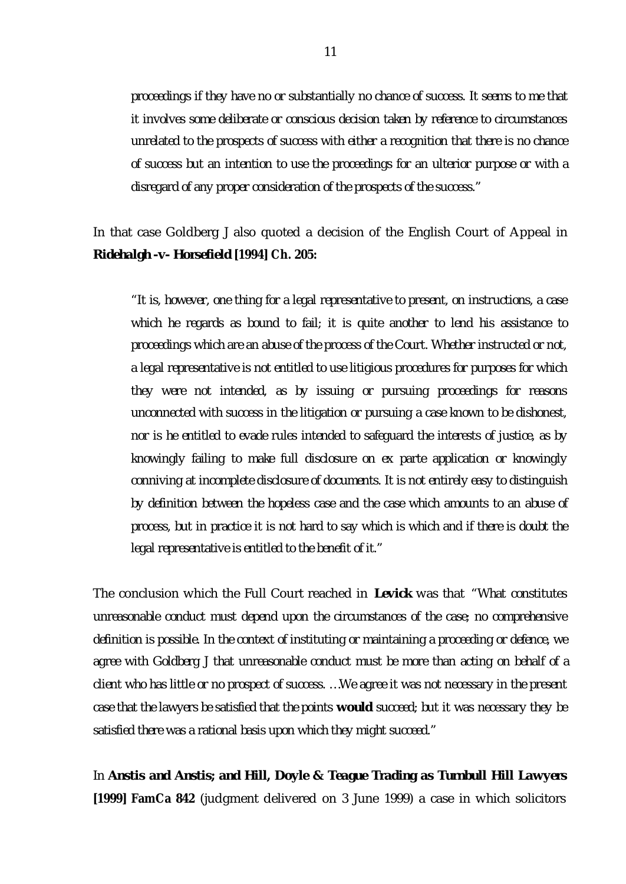*proceedings if they have no or substantially no chance of success. It seems to me that it involves some deliberate or conscious decision taken by reference to circumstances unrelated to the prospects of success with either a recognition that there is no chance of success but an intention to use the proceedings for an ulterior purpose or with a disregard of any proper consideration of the prospects of the success."*

In that case Goldberg J also quoted a decision of the English Court of Appeal in **Ridehalgh -v- Horsefield [1994] Ch. 205:**

> *"It is, however, one thing for a legal representative to present, on instructions, a case which he regards as bound to fail; it is quite another to lend his assistance to proceedings which are an abuse of the process of the Court. Whether instructed or not, a legal representative is not entitled to use litigious procedures for purposes for which they were not intended, as by issuing or pursuing proceedings for reasons unconnected with success in the litigation or pursuing a case known to be dishonest, nor is he entitled to evade rules intended to safeguard the interests of justice, as by knowingly failing to make full disclosure on ex parte application or knowingly conniving at incomplete disclosure of documents. It is not entirely easy to distinguish by definition between the hopeless case and the case which amounts to an abuse of process, but in practice it is not hard to say which is which and if there is doubt the legal representative is entitled to the benefit of it."*

The conclusion which the Full Court reached in **Levick** was that *"What constitutes unreasonable conduct must depend upon the circumstances of the case; no comprehensive definition is possible. In the context of instituting or maintaining a proceeding or defence, we agree with Goldberg J that unreasonable conduct must be more than acting on behalf of a client who has little or no prospect of success. …We agree it was not necessary in the present case that the lawyers be satisfied that the points* ***would*** *succeed; but it was necessary they be satisfied there was a rational basis upon which they might succeed."*

In **Anstis and Anstis; and Hill, Doyle & Teague Trading as Turnbull Hill Lawyers [1999] FamCa 842** (judgment delivered on 3 June 1999) a case in which solicitors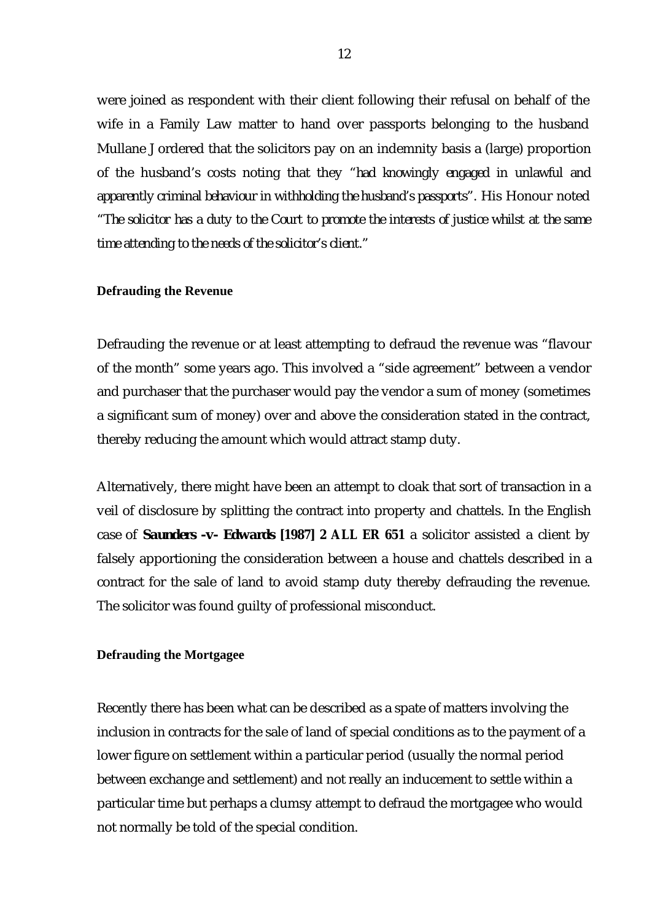were joined as respondent with their client following their refusal on behalf of the wife in a Family Law matter to hand over passports belonging to the husband Mullane J ordered that the solicitors pay on an indemnity basis a (large) proportion of the husband's costs noting that they "*had knowingly engaged in unlawful and apparently criminal behaviour in withholding the husband's passports*". His Honour noted "*The solicitor has a duty to the Court to promote the interests of justice whilst at the same time attending to the needs of the solicitor's client.*"

**Defrauding the Revenue**

Defrauding the revenue or at least attempting to defraud the revenue was "flavour of the month" some years ago. This involved a "side agreement" between a vendor and purchaser that the purchaser would pay the vendor a sum of money (sometimes a significant sum of money) over and above the consideration stated in the contract, thereby reducing the amount which would attract stamp duty.

Alternatively, there might have been an attempt to cloak that sort of transaction in a veil of disclosure by splitting the contract into property and chattels. In the English case of **Saunders -v- Edwards [1987] 2 ALL ER 651** a solicitor assisted a client by falsely apportioning the consideration between a house and chattels described in a contract for the sale of land to avoid stamp duty thereby defrauding the revenue. The solicitor was found guilty of professional misconduct.

**Defrauding the Mortgagee**

Recently there has been what can be described as a spate of matters involving the inclusion in contracts for the sale of land of special conditions as to the payment of a lower figure on settlement within a particular period (usually the normal period between exchange and settlement) and not really an inducement to settle within a particular time but perhaps a clumsy attempt to defraud the mortgagee who would not normally be told of the special condition.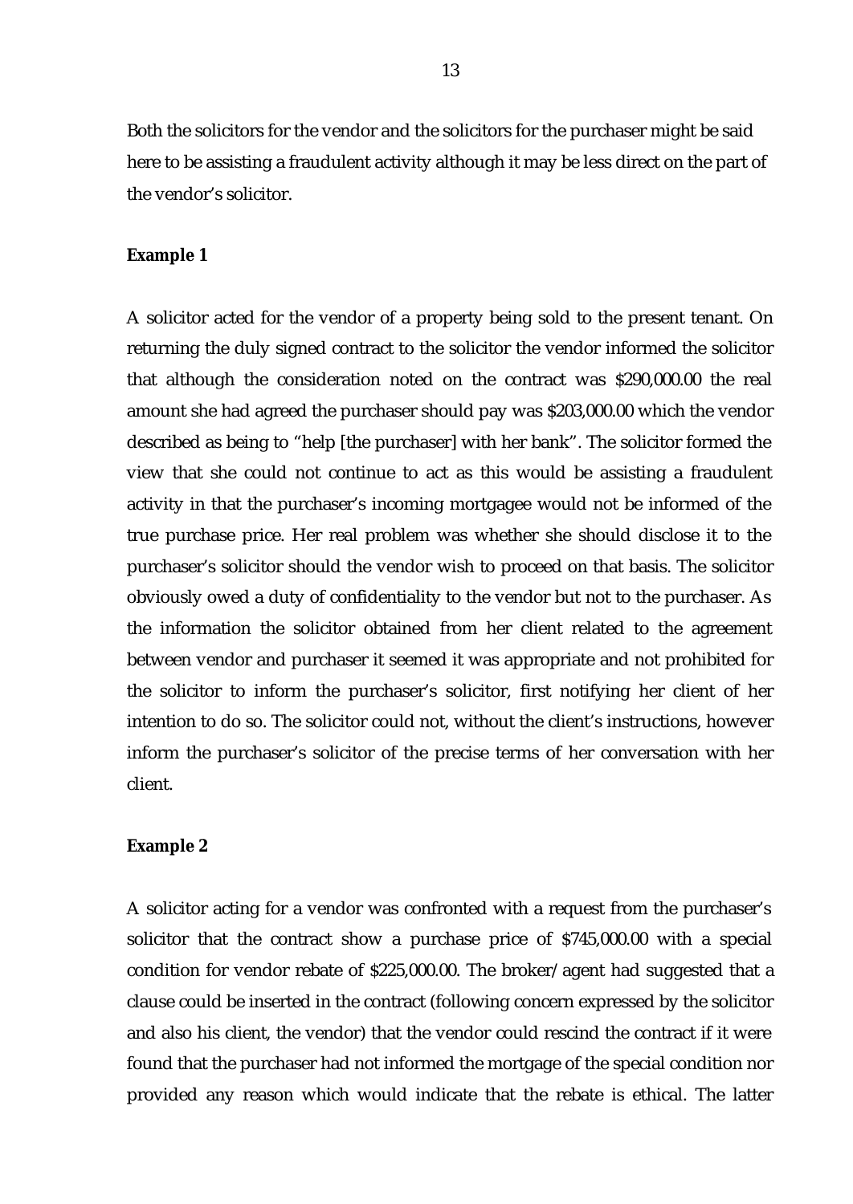Both the solicitors for the vendor and the solicitors for the purchaser might be said here to be assisting a fraudulent activity although it may be less direct on the part of the vendor's solicitor.

**Example 1**

A solicitor acted for the vendor of a property being sold to the present tenant. On returning the duly signed contract to the solicitor the vendor informed the solicitor that although the consideration noted on the contract was $290,000.00 the real amount she had agreed the purchaser should pay was $203,000.00 which the vendor described as being to "help [the purchaser] with her bank". The solicitor formed the view that she could not continue to act as this would be assisting a fraudulent activity in that the purchaser's incoming mortgagee would not be informed of the true purchase price. Her real problem was whether she should disclose it to the purchaser's solicitor should the vendor wish to proceed on that basis. The solicitor obviously owed a duty of confidentiality to the vendor but not to the purchaser. As the information the solicitor obtained from her client related to the agreement between vendor and purchaser it seemed it was appropriate and not prohibited for the solicitor to inform the purchaser's solicitor, first notifying her client of her intention to do so. The solicitor could not, without the client's instructions, however inform the purchaser's solicitor of the precise terms of her conversation with her client.

**Example 2**

A solicitor acting for a vendor was confronted with a request from the purchaser's solicitor that the contract show a purchase price of $745,000.00 with a special condition for vendor rebate of $225,000.00. The broker/agent had suggested that a clause could be inserted in the contract (following concern expressed by the solicitor and also his client, the vendor) that the vendor could rescind the contract if it were found that the purchaser had not informed the mortgage of the special condition nor provided any reason which would indicate that the rebate is ethical. The latter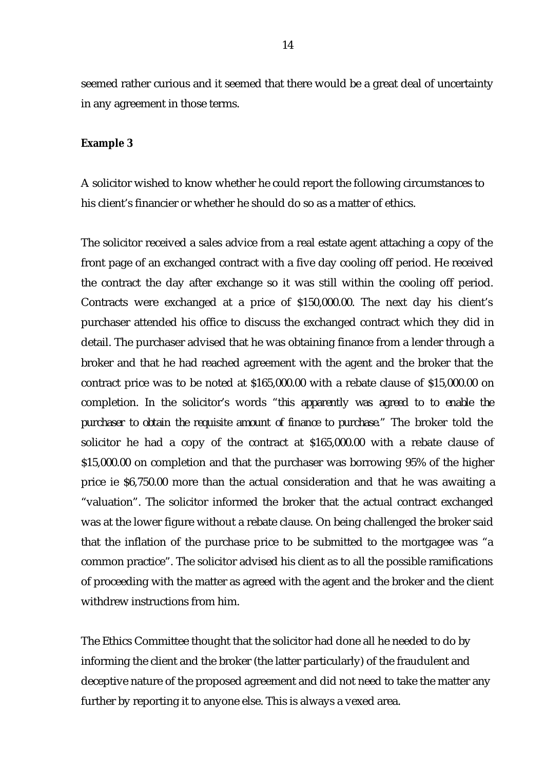seemed rather curious and it seemed that there would be a great deal of uncertainty in any agreement in those terms.

**Example 3**

A solicitor wished to know whether he could report the following circumstances to his client's financier or whether he should do so as a matter of ethics.

The solicitor received a sales advice from a real estate agent attaching a copy of the front page of an exchanged contract with a five day cooling off period. He received the contract the day after exchange so it was still within the cooling off period. Contracts were exchanged at a price of $150,000.00. The next day his client's purchaser attended his office to discuss the exchanged contract which they did in detail. The purchaser advised that he was obtaining finance from a lender through a broker and that he had reached agreement with the agent and the broker that the contract price was to be noted at $165,000.00 with a rebate clause of $15,000.00 on completion. In the solicitor's words "*this apparently was agreed to to enable the purchaser to obtain the requisite amount of finance to purchase.*" The broker told the solicitor he had a copy of the contract at $165,000.00 with a rebate clause of $15,000.00 on completion and that the purchaser was borrowing 95% of the higher price ie $6,750.00 more than the actual consideration and that he was awaiting a "valuation". The solicitor informed the broker that the actual contract exchanged was at the lower figure without a rebate clause. On being challenged the broker said that the inflation of the purchase price to be submitted to the mortgagee was "a common practice". The solicitor advised his client as to all the possible ramifications of proceeding with the matter as agreed with the agent and the broker and the client withdrew instructions from him.

The Ethics Committee thought that the solicitor had done all he needed to do by informing the client and the broker (the latter particularly) of the fraudulent and deceptive nature of the proposed agreement and did not need to take the matter any further by reporting it to anyone else. This is always a vexed area.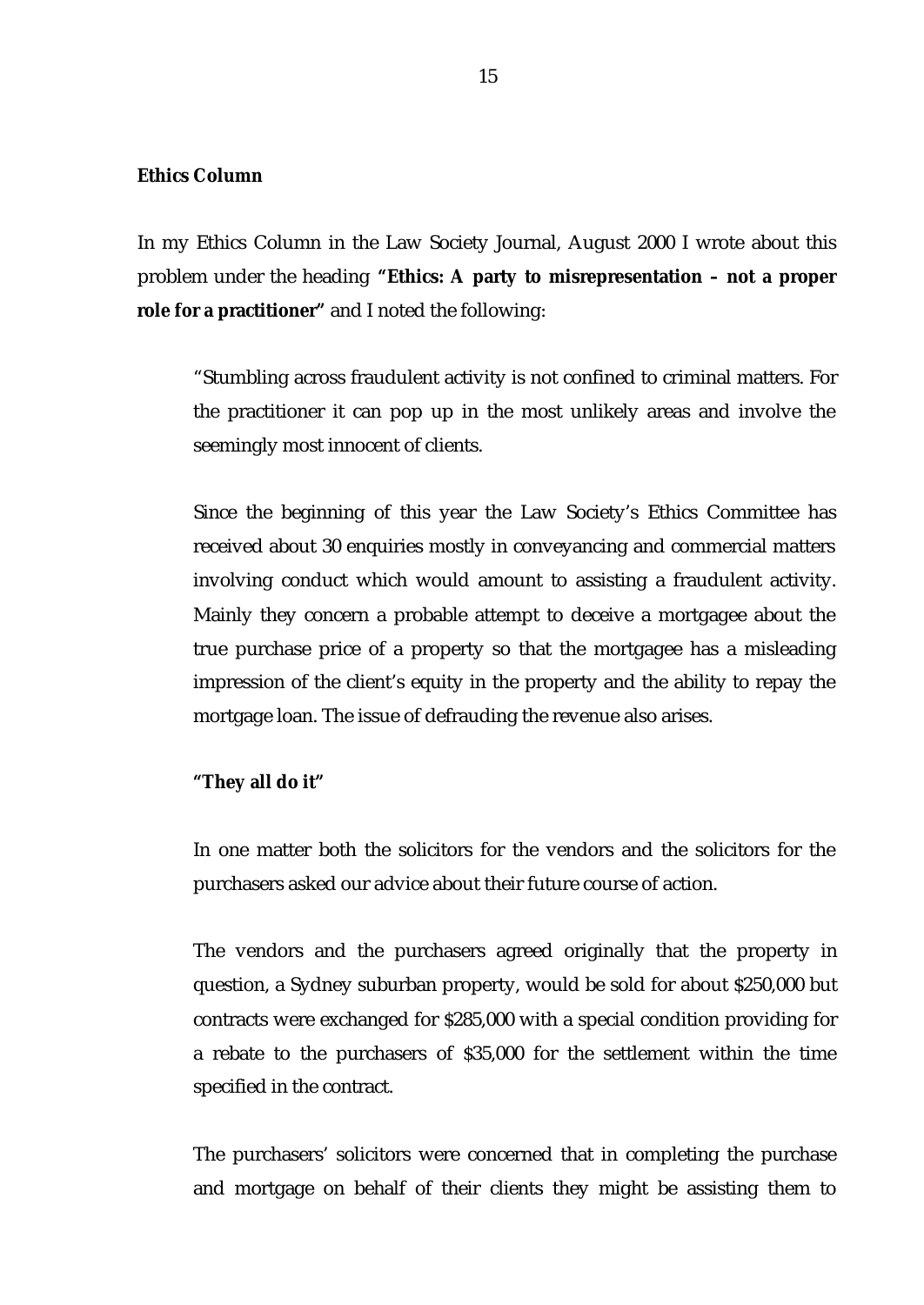**Ethics Column**

In my Ethics Column in the Law Society Journal, August 2000 I wrote about this problem under the heading **"Ethics: A party to misrepresentation – not a proper role for a practitioner"** and I noted the following:

> "Stumbling across fraudulent activity is not confined to criminal matters. For the practitioner it can pop up in the most unlikely areas and involve the seemingly most innocent of clients.
>
> Since the beginning of this year the Law Society's Ethics Committee has received about 30 enquiries mostly in conveyancing and commercial matters involving conduct which would amount to assisting a fraudulent activity. Mainly they concern a probable attempt to deceive a mortgagee about the true purchase price of a property so that the mortgagee has a misleading impression of the client's equity in the property and the ability to repay the mortgage loan. The issue of defrauding the revenue also arises.
>
> **"They all do it"**
>
> In one matter both the solicitors for the vendors and the solicitors for the purchasers asked our advice about their future course of action.
>
> The vendors and the purchasers agreed originally that the property in question, a Sydney suburban property, would be sold for about $250,000 but contracts were exchanged for $285,000 with a special condition providing for a rebate to the purchasers of $35,000 for the settlement within the time specified in the contract.
>
> The purchasers' solicitors were concerned that in completing the purchase and mortgage on behalf of their clients they might be assisting them to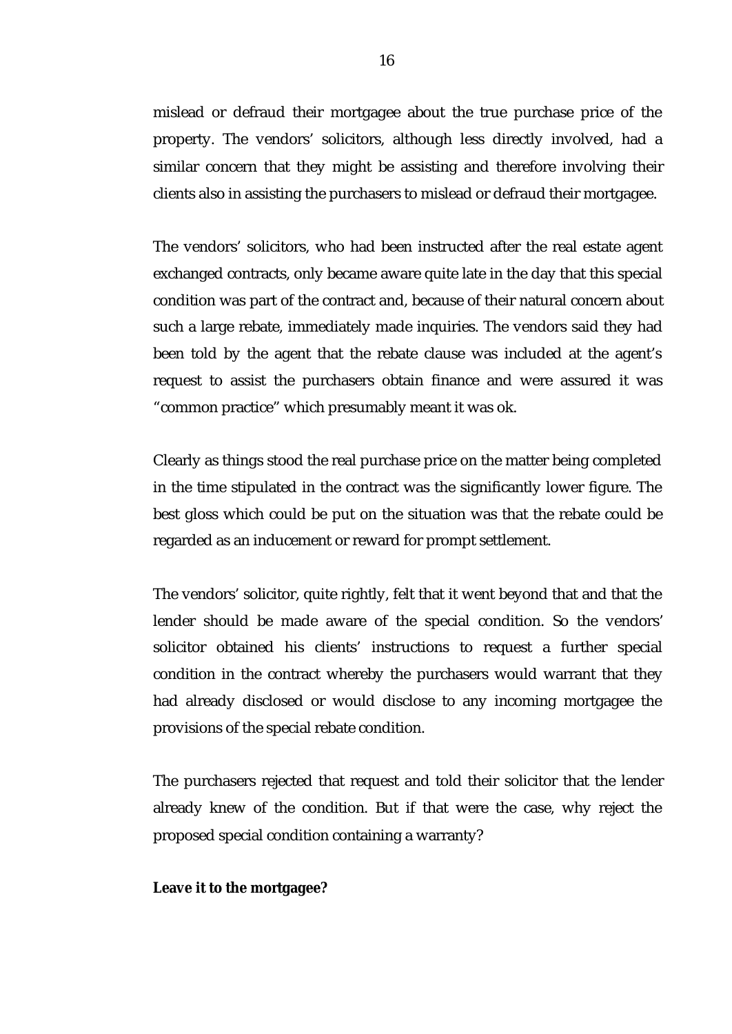mislead or defraud their mortgagee about the true purchase price of the property. The vendors' solicitors, although less directly involved, had a similar concern that they might be assisting and therefore involving their clients also in assisting the purchasers to mislead or defraud their mortgagee.

The vendors' solicitors, who had been instructed after the real estate agent exchanged contracts, only became aware quite late in the day that this special condition was part of the contract and, because of their natural concern about such a large rebate, immediately made inquiries. The vendors said they had been told by the agent that the rebate clause was included at the agent's request to assist the purchasers obtain finance and were assured it was "common practice" which presumably meant it was ok.

Clearly as things stood the real purchase price on the matter being completed in the time stipulated in the contract was the significantly lower figure. The best gloss which could be put on the situation was that the rebate could be regarded as an inducement or reward for prompt settlement.

The vendors' solicitor, quite rightly, felt that it went beyond that and that the lender should be made aware of the special condition. So the vendors' solicitor obtained his clients' instructions to request a further special condition in the contract whereby the purchasers would warrant that they had already disclosed or would disclose to any incoming mortgagee the provisions of the special rebate condition.

The purchasers rejected that request and told their solicitor that the lender already knew of the condition. But if that were the case, why reject the proposed special condition containing a warranty?

**Leave it to the mortgagee?**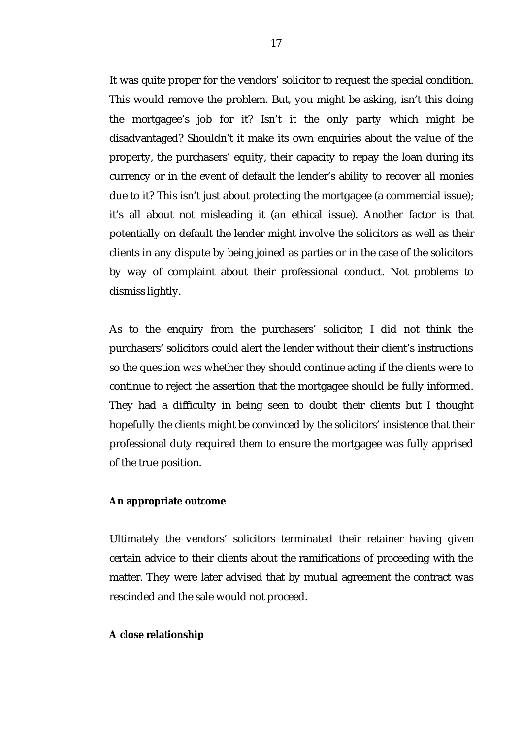It was quite proper for the vendors' solicitor to request the special condition. This would remove the problem. But, you might be asking, isn't this doing the mortgagee's job for it? Isn't it the only party which might be disadvantaged? Shouldn't it make its own enquiries about the value of the property, the purchasers' equity, their capacity to repay the loan during its currency or in the event of default the lender's ability to recover all monies due to it? This isn't just about protecting the mortgagee (a commercial issue); it's all about not misleading it (an ethical issue). Another factor is that potentially on default the lender might involve the solicitors as well as their clients in any dispute by being joined as parties or in the case of the solicitors by way of complaint about their professional conduct. Not problems to dismiss lightly.

As to the enquiry from the purchasers' solicitor; I did not think the purchasers' solicitors could alert the lender without their client's instructions so the question was whether they should continue acting if the clients were to continue to reject the assertion that the mortgagee should be fully informed. They had a difficulty in being seen to doubt their clients but I thought hopefully the clients might be convinced by the solicitors' insistence that their professional duty required them to ensure the mortgagee was fully apprised of the true position.

**An appropriate outcome**

Ultimately the vendors' solicitors terminated their retainer having given certain advice to their clients about the ramifications of proceeding with the matter. They were later advised that by mutual agreement the contract was rescinded and the sale would not proceed.

**A close relationship**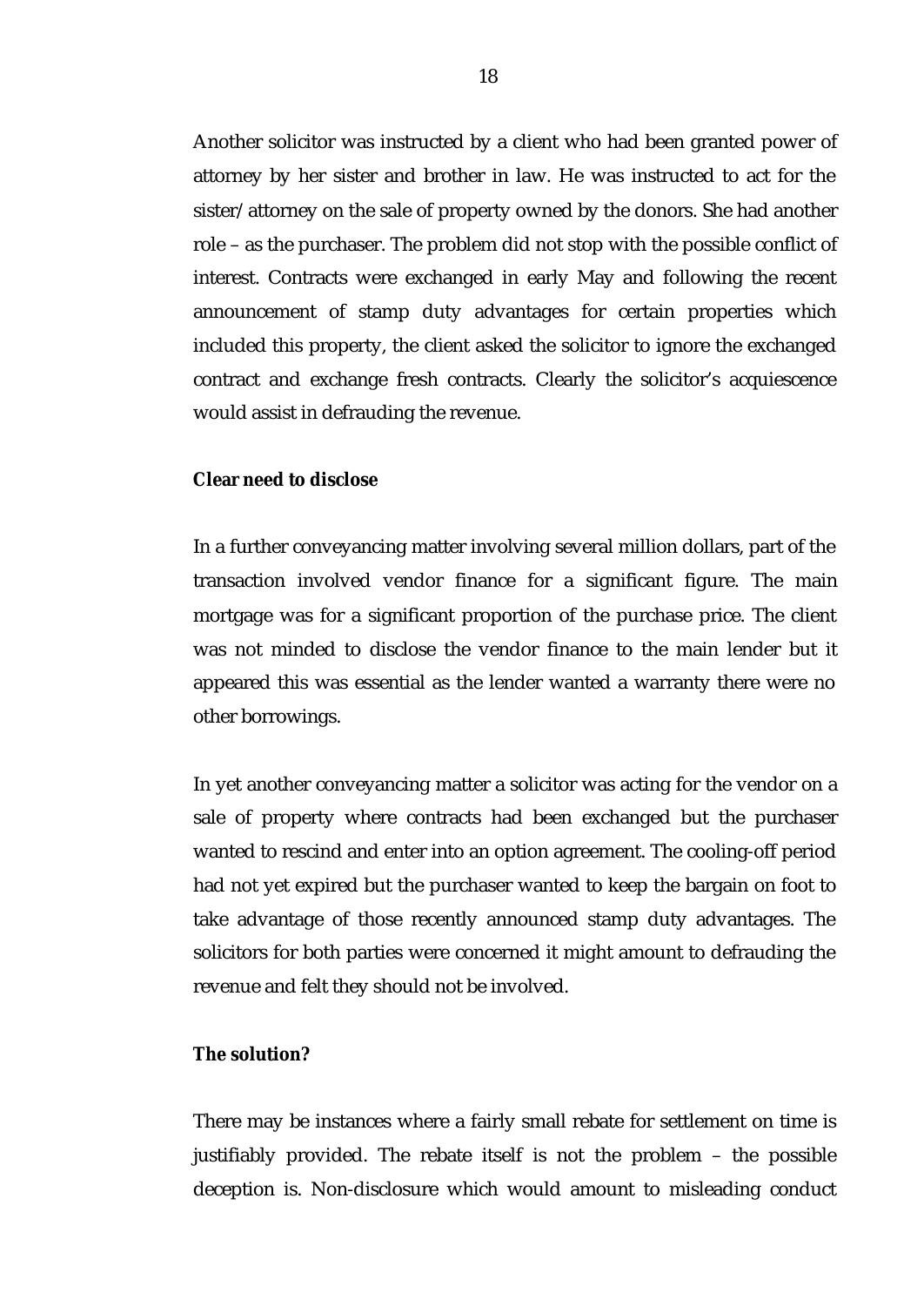Another solicitor was instructed by a client who had been granted power of attorney by her sister and brother in law. He was instructed to act for the sister/attorney on the sale of property owned by the donors. She had another role – as the purchaser. The problem did not stop with the possible conflict of interest. Contracts were exchanged in early May and following the recent announcement of stamp duty advantages for certain properties which included this property, the client asked the solicitor to ignore the exchanged contract and exchange fresh contracts. Clearly the solicitor's acquiescence would assist in defrauding the revenue.

**Clear need to disclose**

In a further conveyancing matter involving several million dollars, part of the transaction involved vendor finance for a significant figure. The main mortgage was for a significant proportion of the purchase price. The client was not minded to disclose the vendor finance to the main lender but it appeared this was essential as the lender wanted a warranty there were no other borrowings.

In yet another conveyancing matter a solicitor was acting for the vendor on a sale of property where contracts had been exchanged but the purchaser wanted to rescind and enter into an option agreement. The cooling-off period had not yet expired but the purchaser wanted to keep the bargain on foot to take advantage of those recently announced stamp duty advantages. The solicitors for both parties were concerned it might amount to defrauding the revenue and felt they should not be involved.

**The solution?**

There may be instances where a fairly small rebate for settlement on time is justifiably provided. The rebate itself is not the problem – the possible deception is. Non-disclosure which would amount to misleading conduct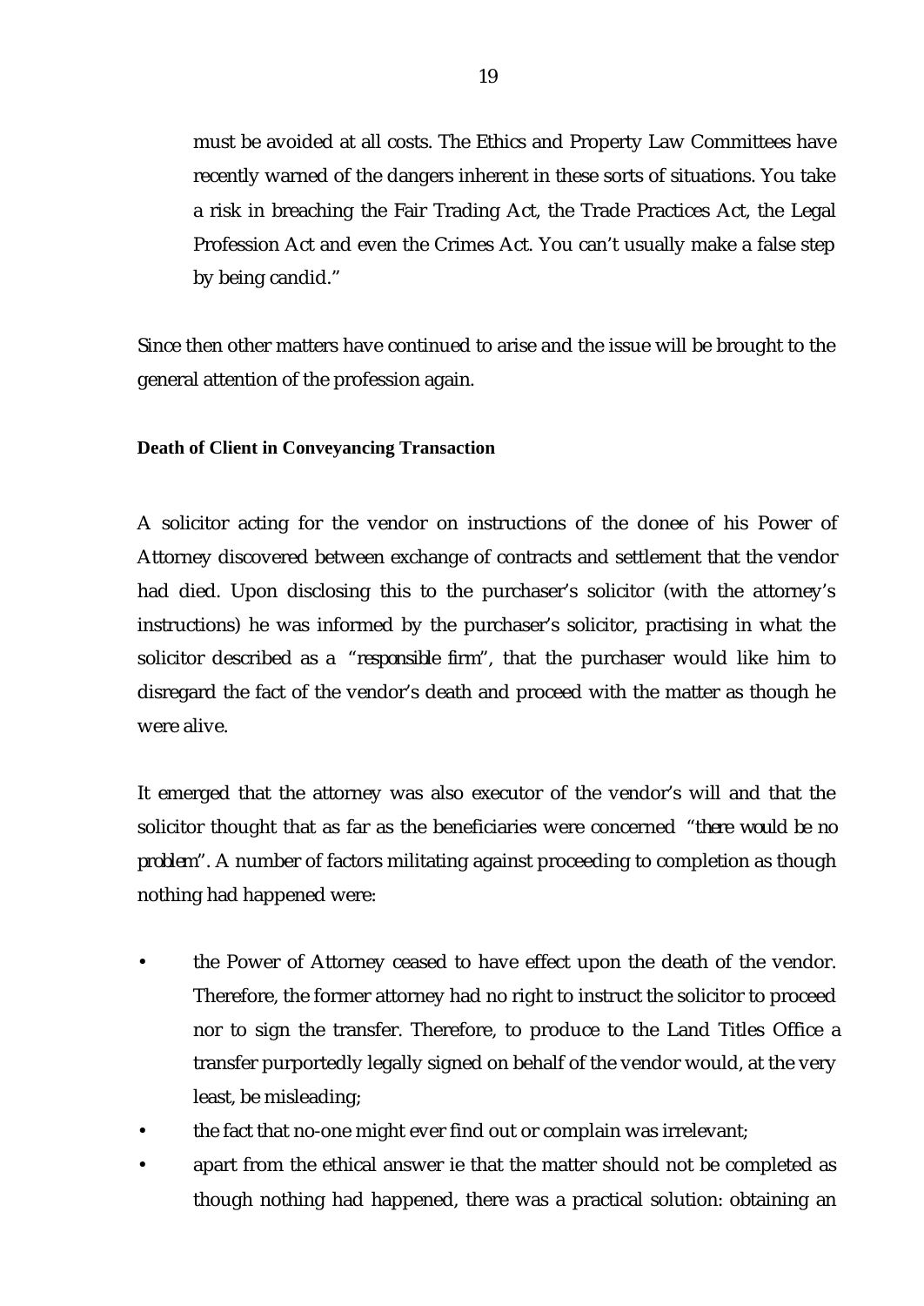must be avoided at all costs. The Ethics and Property Law Committees have recently warned of the dangers inherent in these sorts of situations. You take a risk in breaching the Fair Trading Act, the Trade Practices Act, the Legal Profession Act and even the Crimes Act. You can't usually make a false step by being candid."

Since then other matters have continued to arise and the issue will be brought to the general attention of the profession again.

**Death of Client in Conveyancing Transaction**

A solicitor acting for the vendor on instructions of the donee of his Power of Attorney discovered between exchange of contracts and settlement that the vendor had died. Upon disclosing this to the purchaser's solicitor (with the attorney's instructions) he was informed by the purchaser's solicitor, practising in what the solicitor described as a *"responsible firm"*, that the purchaser would like him to disregard the fact of the vendor's death and proceed with the matter as though he were alive.

It emerged that the attorney was also executor of the vendor's will and that the solicitor thought that as far as the beneficiaries were concerned *"there would be no problem"*. A number of factors militating against proceeding to completion as though nothing had happened were:

- the Power of Attorney ceased to have effect upon the death of the vendor. Therefore, the former attorney had no right to instruct the solicitor to proceed nor to sign the transfer. Therefore, to produce to the Land Titles Office a transfer purportedly legally signed on behalf of the vendor would, at the very least, be misleading;
- the fact that no-one might ever find out or complain was irrelevant;
- apart from the ethical answer ie that the matter should not be completed as though nothing had happened, there was a practical solution: obtaining an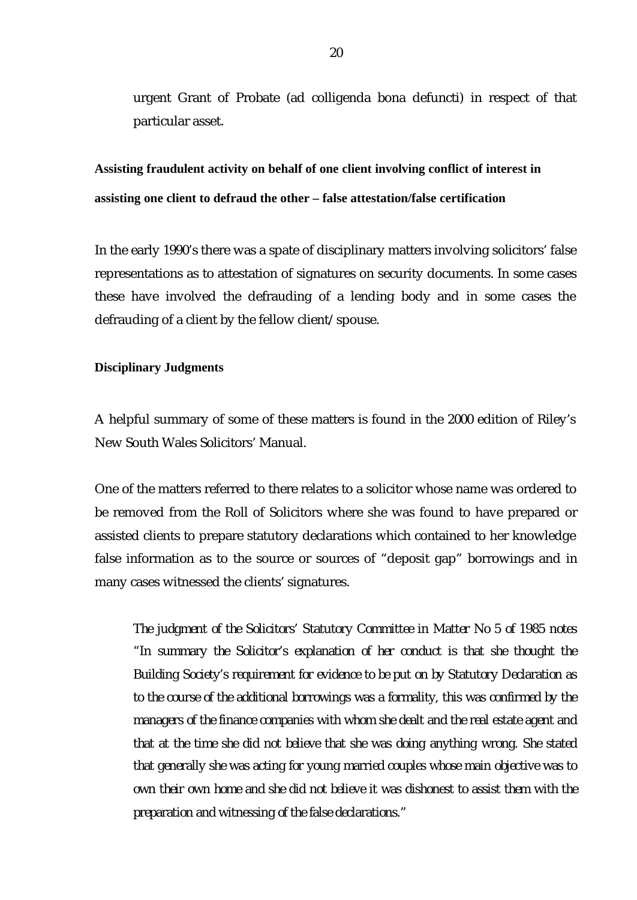urgent Grant of Probate (ad colligenda bona defuncti) in respect of that particular asset.

**Assisting fraudulent activity on behalf of one client involving conflict of interest in assisting one client to defraud the other – false attestation/false certification**

In the early 1990's there was a spate of disciplinary matters involving solicitors' false representations as to attestation of signatures on security documents. In some cases these have involved the defrauding of a lending body and in some cases the defrauding of a client by the fellow client/spouse.

**Disciplinary Judgments**

A helpful summary of some of these matters is found in the 2000 edition of Riley's New South Wales Solicitors' Manual.

One of the matters referred to there relates to a solicitor whose name was ordered to be removed from the Roll of Solicitors where she was found to have prepared or assisted clients to prepare statutory declarations which contained to her knowledge false information as to the source or sources of "deposit gap" borrowings and in many cases witnessed the clients' signatures.

> *The judgment of the Solicitors' Statutory Committee in Matter No 5 of 1985 notes "In summary the Solicitor's explanation of her conduct is that she thought the Building Society's requirement for evidence to be put on by Statutory Declaration as to the course of the additional borrowings was a formality, this was confirmed by the managers of the finance companies with whom she dealt and the real estate agent and that at the time she did not believe that she was doing anything wrong. She stated that generally she was acting for young married couples whose main objective was to own their own home and she did not believe it was dishonest to assist them with the preparation and witnessing of the false declarations."*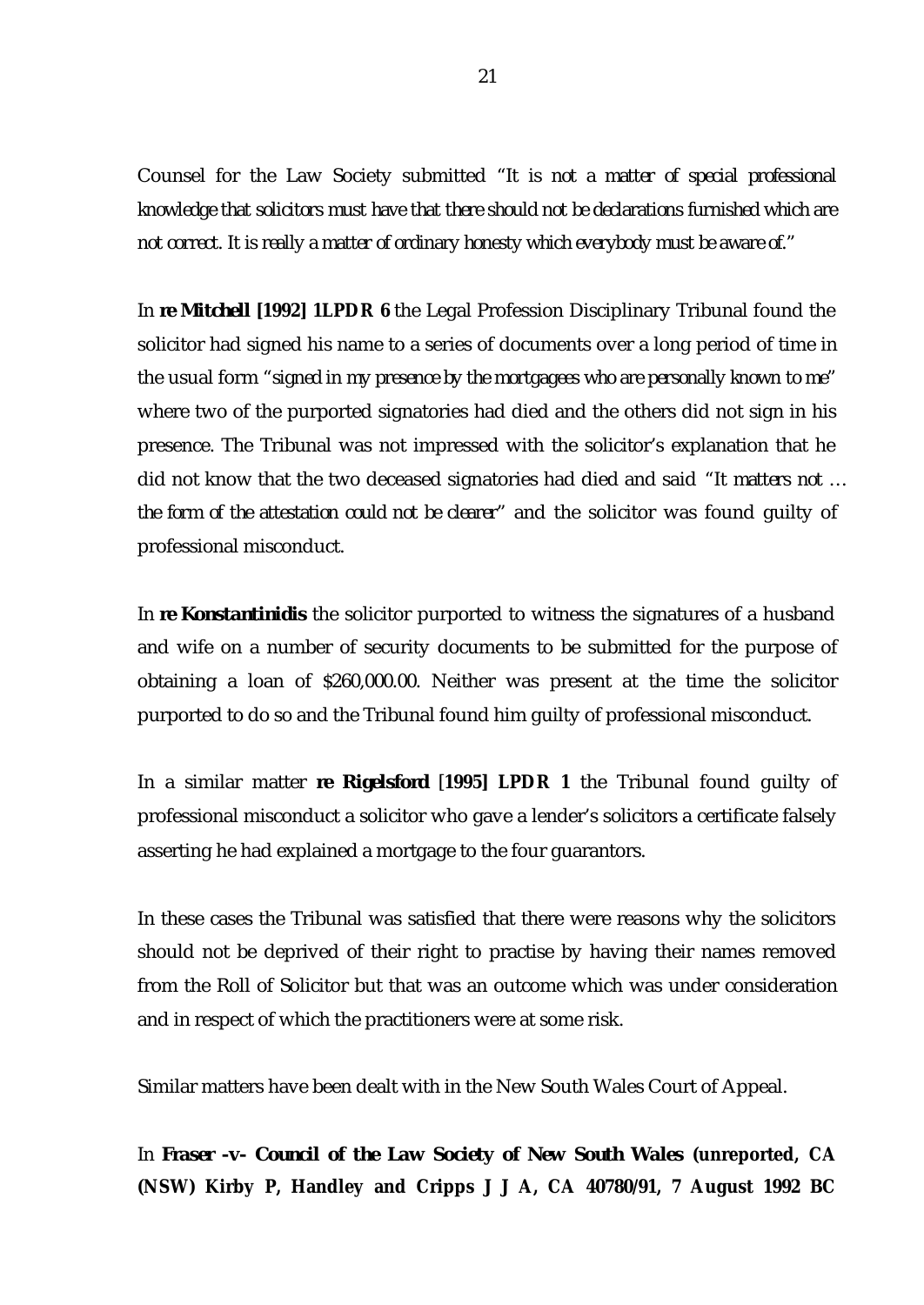Counsel for the Law Society submitted "*It is not a matter of special professional knowledge that solicitors must have that there should not be declarations furnished which are not correct. It is really a matter of ordinary honesty which everybody must be aware of.*"

In **re Mitchell [1992] 1LPDR 6** the Legal Profession Disciplinary Tribunal found the solicitor had signed his name to a series of documents over a long period of time in the usual form "*signed in my presence by the mortgagees who are personally known to me*" where two of the purported signatories had died and the others did not sign in his presence. The Tribunal was not impressed with the solicitor's explanation that he did not know that the two deceased signatories had died and said "*It matters not … the form of the attestation could not be clearer*" and the solicitor was found guilty of professional misconduct.

In **re Konstantinidis** the solicitor purported to witness the signatures of a husband and wife on a number of security documents to be submitted for the purpose of obtaining a loan of $260,000.00. Neither was present at the time the solicitor purported to do so and the Tribunal found him guilty of professional misconduct.

In a similar matter **re Rigelsford [1995] LPDR 1** the Tribunal found guilty of professional misconduct a solicitor who gave a lender's solicitors a certificate falsely asserting he had explained a mortgage to the four guarantors.

In these cases the Tribunal was satisfied that there were reasons why the solicitors should not be deprived of their right to practise by having their names removed from the Roll of Solicitor but that was an outcome which was under consideration and in respect of which the practitioners were at some risk.

Similar matters have been dealt with in the New South Wales Court of Appeal.

In **Fraser -v- Council of the Law Society of New South Wales (unreported, CA (NSW) Kirby P, Handley and Cripps J J A, CA 40780/91, 7 August 1992 BC**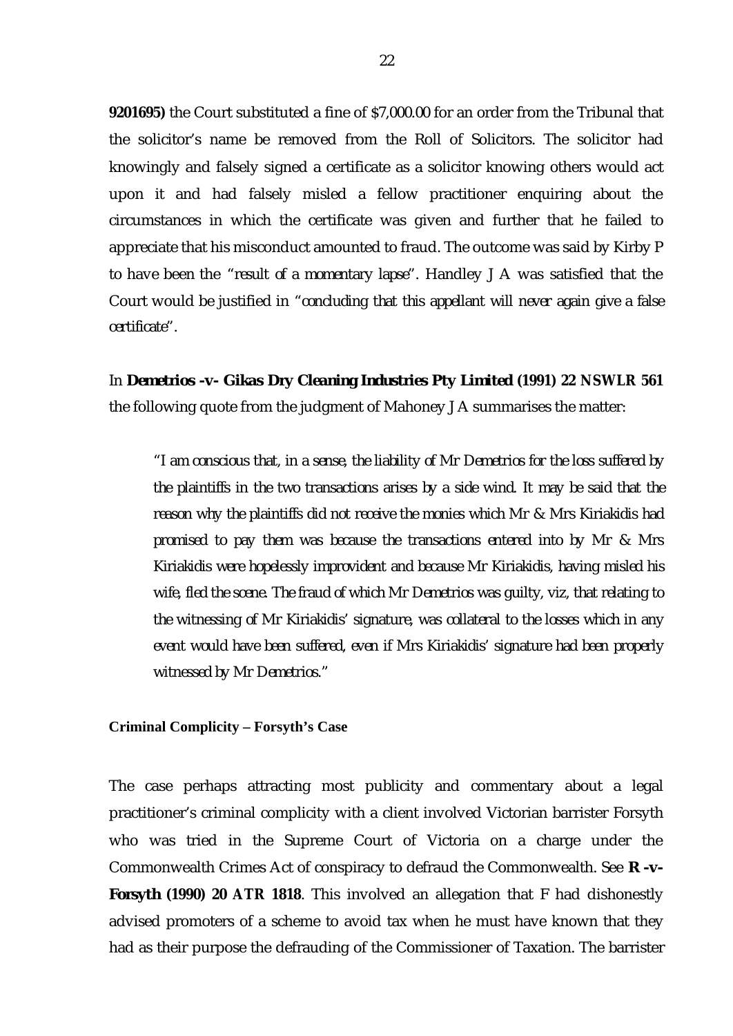**9201695)** the Court substituted a fine of $7,000.00 for an order from the Tribunal that the solicitor's name be removed from the Roll of Solicitors. The solicitor had knowingly and falsely signed a certificate as a solicitor knowing others would act upon it and had falsely misled a fellow practitioner enquiring about the circumstances in which the certificate was given and further that he failed to appreciate that his misconduct amounted to fraud. The outcome was said by Kirby P to have been the "*result of a momentary lapse*". Handley J A was satisfied that the Court would be justified in "*concluding that this appellant will never again give a false certificate*".

In **Demetrios -v- Gikas Dry Cleaning Industries Pty Limited (1991) 22 NSWLR 561** the following quote from the judgment of Mahoney JA summarises the matter:

> "*I am conscious that, in a sense, the liability of Mr Demetrios for the loss suffered by the plaintiffs in the two transactions arises by a side wind. It may be said that the reason why the plaintiffs did not receive the monies which Mr & Mrs Kiriakidis had promised to pay them was because the transactions entered into by Mr & Mrs Kiriakidis were hopelessly improvident and because Mr Kiriakidis, having misled his wife, fled the scene. The fraud of which Mr Demetrios was guilty, viz, that relating to the witnessing of Mr Kiriakidis' signature, was collateral to the losses which in any event would have been suffered, even if Mrs Kiriakidis' signature had been properly witnessed by Mr Demetrios.*"

### Criminal Complicity – Forsyth's Case

The case perhaps attracting most publicity and commentary about a legal practitioner's criminal complicity with a client involved Victorian barrister Forsyth who was tried in the Supreme Court of Victoria on a charge under the Commonwealth Crimes Act of conspiracy to defraud the Commonwealth. See **R -v- Forsyth (1990) 20 ATR 1818**. This involved an allegation that F had dishonestly advised promoters of a scheme to avoid tax when he must have known that they had as their purpose the defrauding of the Commissioner of Taxation. The barrister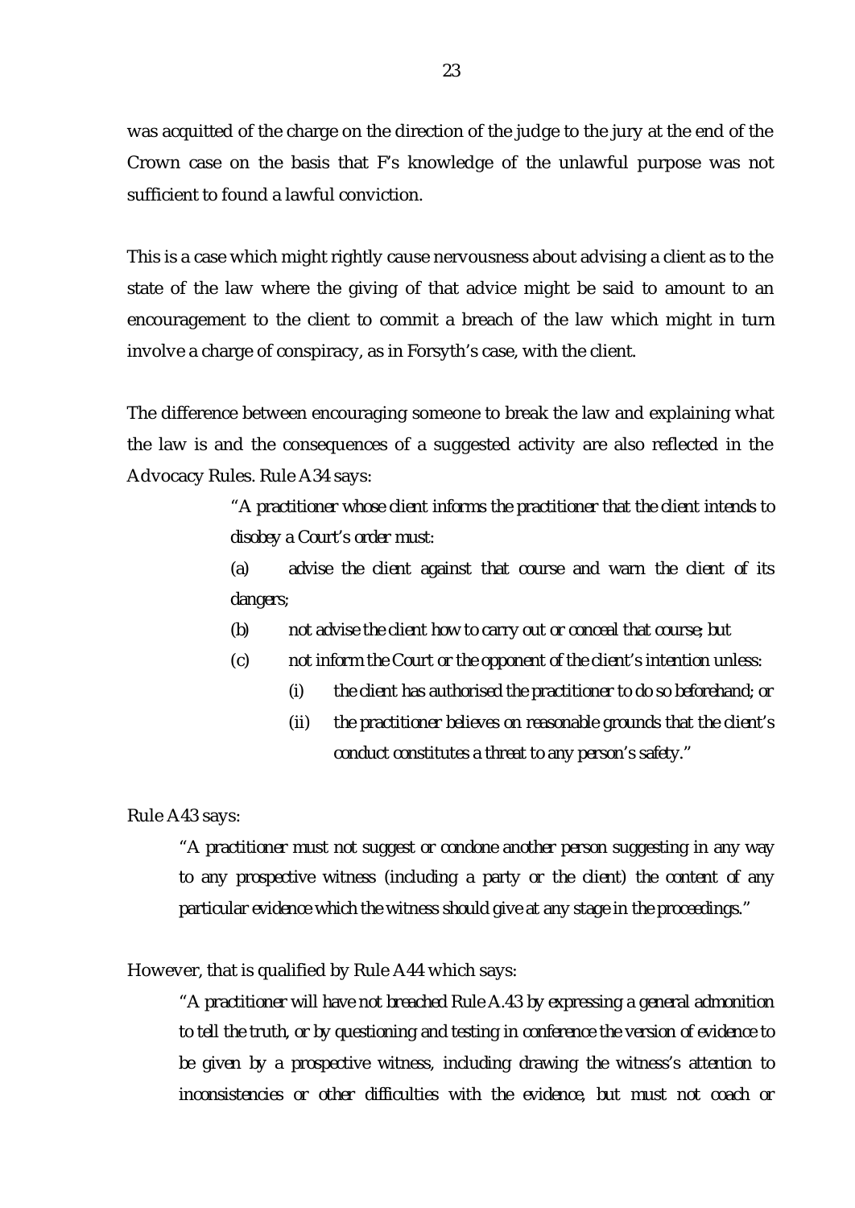was acquitted of the charge on the direction of the judge to the jury at the end of the Crown case on the basis that F's knowledge of the unlawful purpose was not sufficient to found a lawful conviction.

This is a case which might rightly cause nervousness about advising a client as to the state of the law where the giving of that advice might be said to amount to an encouragement to the client to commit a breach of the law which might in turn involve a charge of conspiracy, as in Forsyth's case, with the client.

The difference between encouraging someone to break the law and explaining what the law is and the consequences of a suggested activity are also reflected in the Advocacy Rules. Rule A34 says:

> *"A practitioner whose client informs the practitioner that the client intends to disobey a Court's order must:*
>
> *(a) advise the client against that course and warn the client of its dangers;*
>
> *(b) not advise the client how to carry out or conceal that course; but*
>
> *(c) not inform the Court or the opponent of the client's intention unless:*
>
> *(i) the client has authorised the practitioner to do so beforehand; or*
>
> *(ii) the practitioner believes on reasonable grounds that the client's conduct constitutes a threat to any person's safety."*

Rule A43 says:

> *"A practitioner must not suggest or condone another person suggesting in any way to any prospective witness (including a party or the client) the content of any particular evidence which the witness should give at any stage in the proceedings."*

However, that is qualified by Rule A44 which says:

> *"A practitioner will have not breached Rule A.43 by expressing a general admonition to tell the truth, or by questioning and testing in conference the version of evidence to be given by a prospective witness, including drawing the witness's attention to inconsistencies or other difficulties with the evidence, but must not coach or*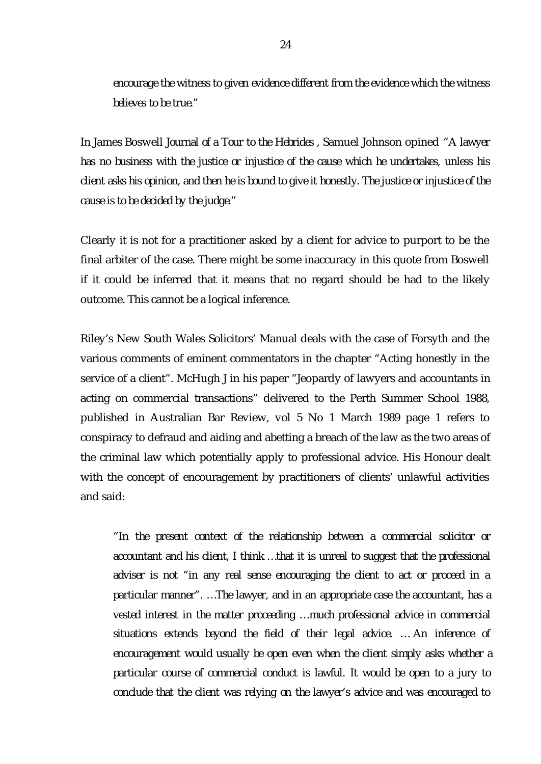*encourage the witness to given evidence different from the evidence which the witness believes to be true."*

In James Boswell *Journal of a Tour to the Hebrides* , Samuel Johnson opined *"A lawyer has no business with the justice or injustice of the cause which he undertakes, unless his client asks his opinion, and then he is bound to give it honestly. The justice or injustice of the cause is to be decided by the judge."*

Clearly it is not for a practitioner asked by a client for advice to purport to be the final arbiter of the case. There might be some inaccuracy in this quote from Boswell if it could be inferred that it means that no regard should be had to the likely outcome. This cannot be a logical inference.

Riley's New South Wales Solicitors' Manual deals with the case of Forsyth and the various comments of eminent commentators in the chapter "Acting honestly in the service of a client". McHugh J in his paper "Jeopardy of lawyers and accountants in acting on commercial transactions" delivered to the Perth Summer School 1988, published in Australian Bar Review, vol 5 No 1 March 1989 page 1 refers to conspiracy to defraud and aiding and abetting a breach of the law as the two areas of the criminal law which potentially apply to professional advice. His Honour dealt with the concept of encouragement by practitioners of clients' unlawful activities and said:

> *"In the present context of the relationship between a commercial solicitor or accountant and his client, I think …that it is unreal to suggest that the professional adviser is not "in any real sense encouraging the client to act or proceed in a particular manner". …The lawyer, and in an appropriate case the accountant, has a vested interest in the matter proceeding …much professional advice in commercial situations extends beyond the field of their legal advice. … An inference of encouragement would usually be open even when the client simply asks whether a particular course of commercial conduct is lawful. It would be open to a jury to conclude that the client was relying on the lawyer's advice and was encouraged to*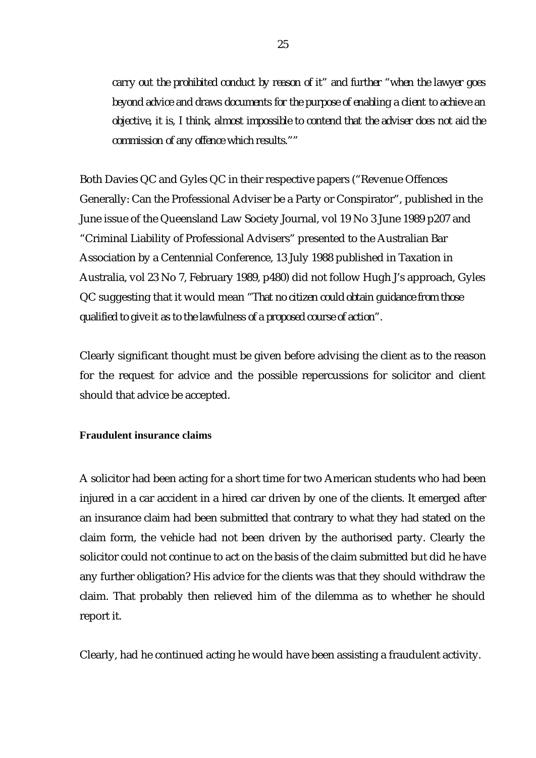*carry out the prohibited conduct by reason of it" and further "when the lawyer goes beyond advice and draws documents for the purpose of enabling a client to achieve an objective, it is, I think, almost impossible to contend that the adviser does not aid the commission of any offence which results.""*

Both Davies QC and Gyles QC in their respective papers ("Revenue Offences Generally: Can the Professional Adviser be a Party or Conspirator", published in the June issue of the Queensland Law Society Journal, vol 19 No 3 June 1989 p207 and "Criminal Liability of Professional Advisers" presented to the Australian Bar Association by a Centennial Conference, 13 July 1988 published in Taxation in Australia, vol 23 No 7, February 1989, p480) did not follow Hugh J's approach, Gyles QC suggesting that it would mean "*That no citizen could obtain guidance from those qualified to give it as to the lawfulness of a proposed course of action*".

Clearly significant thought must be given before advising the client as to the reason for the request for advice and the possible repercussions for solicitor and client should that advice be accepted.

**Fraudulent insurance claims**

A solicitor had been acting for a short time for two American students who had been injured in a car accident in a hired car driven by one of the clients. It emerged after an insurance claim had been submitted that contrary to what they had stated on the claim form, the vehicle had not been driven by the authorised party. Clearly the solicitor could not continue to act on the basis of the claim submitted but did he have any further obligation? His advice for the clients was that they should withdraw the claim. That probably then relieved him of the dilemma as to whether he should report it.

Clearly, had he continued acting he would have been assisting a fraudulent activity.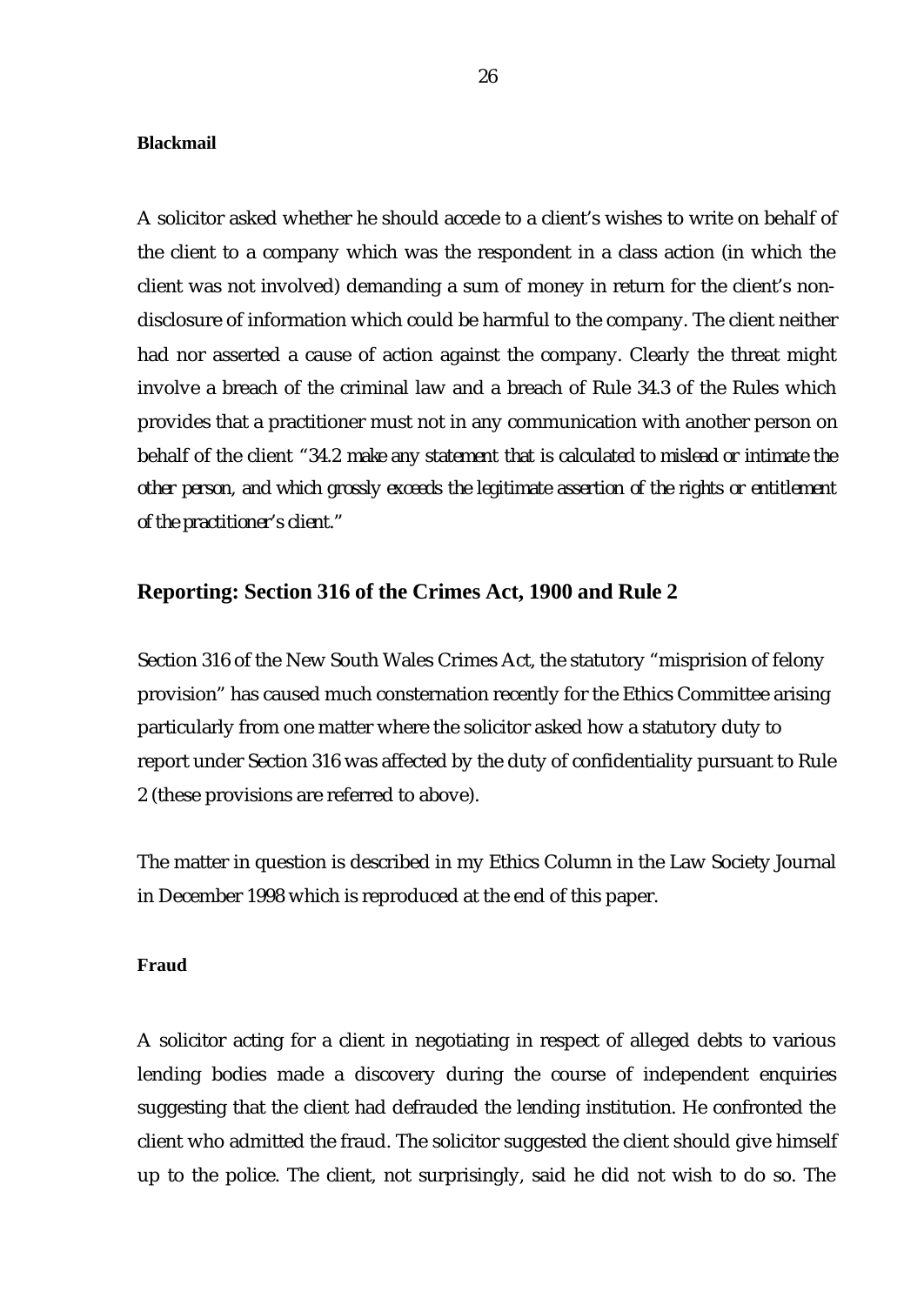**Blackmail**

A solicitor asked whether he should accede to a client's wishes to write on behalf of the client to a company which was the respondent in a class action (in which the client was not involved) demanding a sum of money in return for the client's non-disclosure of information which could be harmful to the company. The client neither had nor asserted a cause of action against the company. Clearly the threat might involve a breach of the criminal law and a breach of Rule 34.3 of the Rules which provides that a practitioner must not in any communication with another person on behalf of the client "*34.2 make any statement that is calculated to mislead or intimate the other person, and which grossly exceeds the legitimate assertion of the rights or entitlement of the practitioner's client.*"

## Reporting: Section 316 of the Crimes Act, 1900 and Rule 2

Section 316 of the New South Wales Crimes Act, the statutory "misprision of felony provision" has caused much consternation recently for the Ethics Committee arising particularly from one matter where the solicitor asked how a statutory duty to report under Section 316 was affected by the duty of confidentiality pursuant to Rule 2 (these provisions are referred to above).

The matter in question is described in my Ethics Column in the Law Society Journal in December 1998 which is reproduced at the end of this paper.

**Fraud**

A solicitor acting for a client in negotiating in respect of alleged debts to various lending bodies made a discovery during the course of independent enquiries suggesting that the client had defrauded the lending institution. He confronted the client who admitted the fraud. The solicitor suggested the client should give himself up to the police. The client, not surprisingly, said he did not wish to do so. The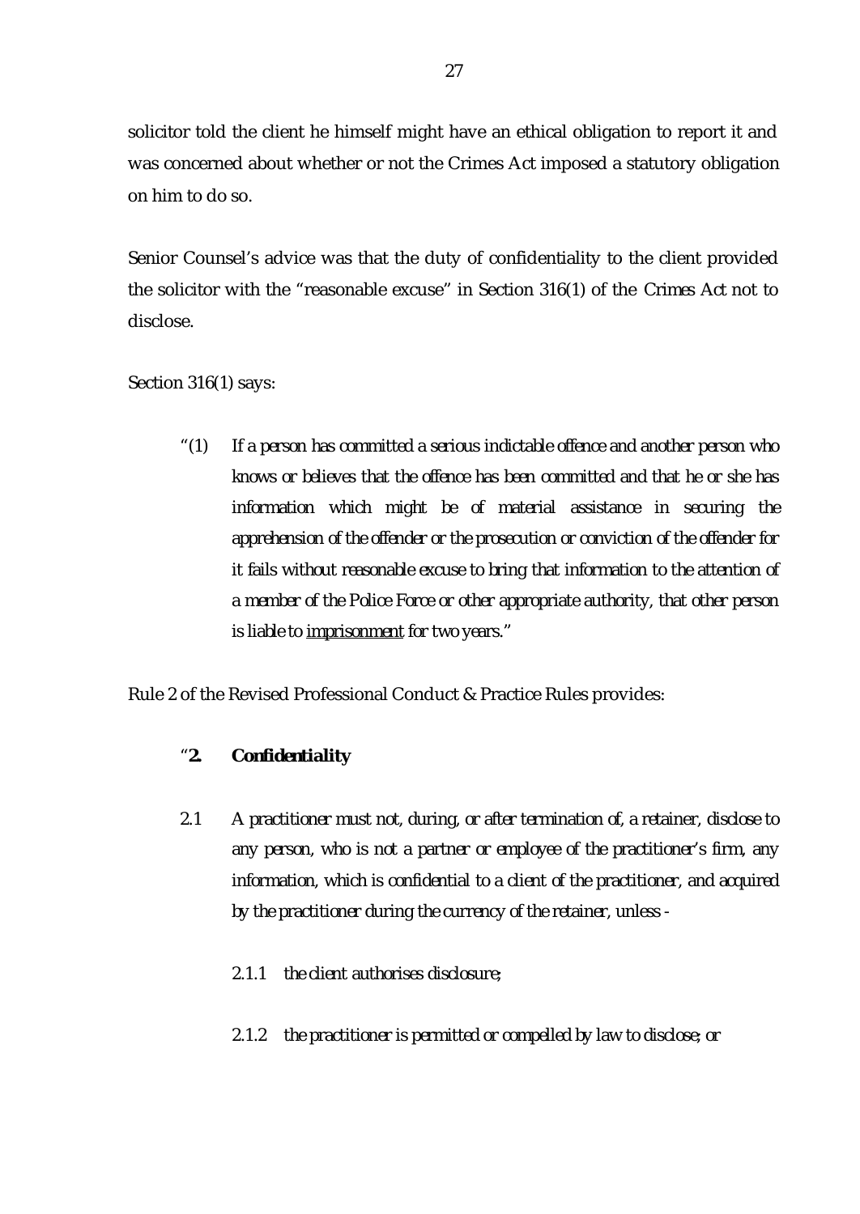solicitor told the client he himself might have an ethical obligation to report it and was concerned about whether or not the Crimes Act imposed a statutory obligation on him to do so.

Senior Counsel's advice was that the duty of confidentiality to the client provided the solicitor with the "reasonable excuse" in Section 316(1) of the *Crimes Act* not to disclose.

Section 316(1) says:

> "(1) *If a person has committed a serious indictable offence and another person who knows or believes that the offence has been committed and that he or she has information which might be of material assistance in securing the apprehension of the offender or the prosecution or conviction of the offender for it fails without reasonable excuse to bring that information to the attention of a member of the Police Force or other appropriate authority, that other person is liable to* <u>*imprisonment*</u> *for two years.*"

Rule 2 of the Revised Professional Conduct & Practice Rules provides:

> "**2. Confidentiality**
>
> 2.1 *A practitioner must not, during, or after termination of, a retainer, disclose to any person, who is not a partner or employee of the practitioner's firm, any information, which is confidential to a client of the practitioner, and acquired by the practitioner during the currency of the retainer, unless -*
>
> 2.1.1 *the client authorises disclosure;*
>
> 2.1.2 *the practitioner is permitted or compelled by law to disclose; or*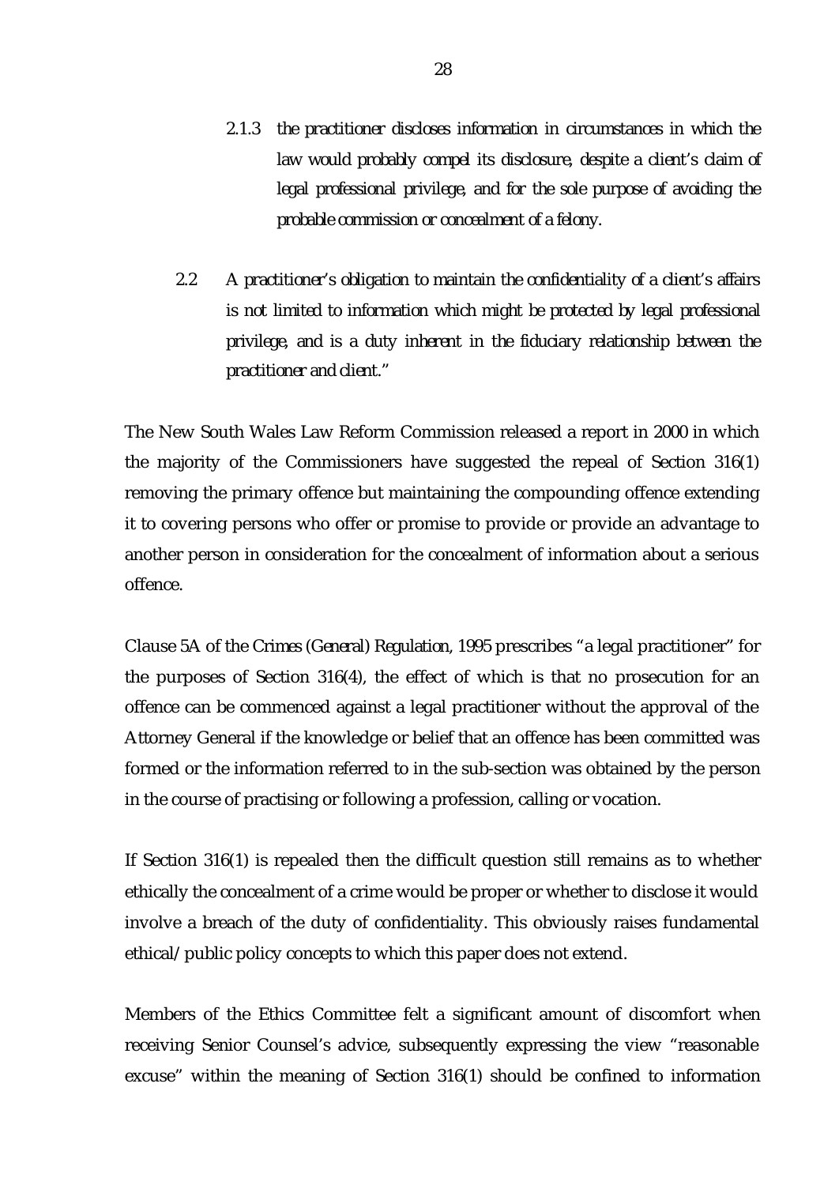2.1.3 *the practitioner discloses information in circumstances in which the law would probably compel its disclosure, despite a client's claim of legal professional privilege, and for the sole purpose of avoiding the probable commission or concealment of a felony.*

2.2 *A practitioner's obligation to maintain the confidentiality of a client's affairs is not limited to information which might be protected by legal professional privilege, and is a duty inherent in the fiduciary relationship between the practitioner and client."*

The New South Wales Law Reform Commission released a report in 2000 in which the majority of the Commissioners have suggested the repeal of Section 316(1) removing the primary offence but maintaining the compounding offence extending it to covering persons who offer or promise to provide or provide an advantage to another person in consideration for the concealment of information about a serious offence.

Clause 5A of the *Crimes (General) Regulation, 1995* prescribes "a legal practitioner" for the purposes of Section 316(4), the effect of which is that no prosecution for an offence can be commenced against a legal practitioner without the approval of the Attorney General if the knowledge or belief that an offence has been committed was formed or the information referred to in the sub-section was obtained by the person in the course of practising or following a profession, calling or vocation.

If Section 316(1) is repealed then the difficult question still remains as to whether ethically the concealment of a crime would be proper or whether to disclose it would involve a breach of the duty of confidentiality. This obviously raises fundamental ethical/public policy concepts to which this paper does not extend.

Members of the Ethics Committee felt a significant amount of discomfort when receiving Senior Counsel's advice, subsequently expressing the view "reasonable excuse" within the meaning of Section 316(1) should be confined to information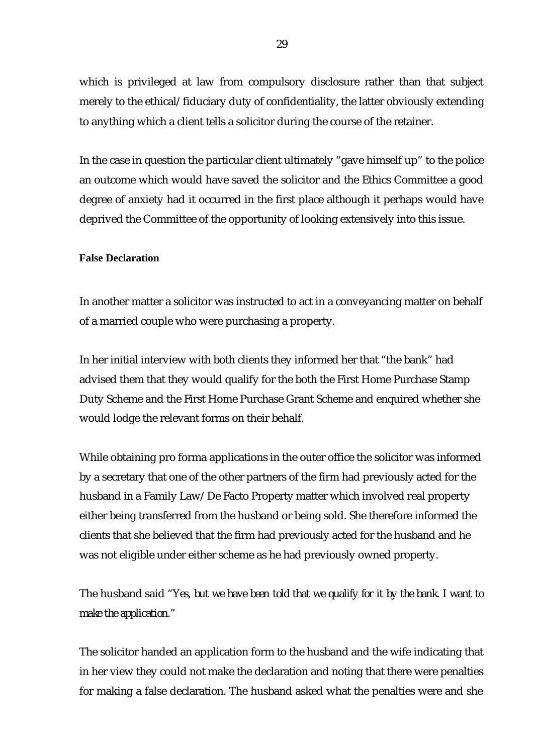which is privileged at law from compulsory disclosure rather than that subject merely to the ethical/fiduciary duty of confidentiality, the latter obviously extending to anything which a client tells a solicitor during the course of the retainer.

In the case in question the particular client ultimately "gave himself up" to the police an outcome which would have saved the solicitor and the Ethics Committee a good degree of anxiety had it occurred in the first place although it perhaps would have deprived the Committee of the opportunity of looking extensively into this issue.

**False Declaration**

In another matter a solicitor was instructed to act in a conveyancing matter on behalf of a married couple who were purchasing a property.

In her initial interview with both clients they informed her that "the bank" had advised them that they would qualify for the both the First Home Purchase Stamp Duty Scheme and the First Home Purchase Grant Scheme and enquired whether she would lodge the relevant forms on their behalf.

While obtaining pro forma applications in the outer office the solicitor was informed by a secretary that one of the other partners of the firm had previously acted for the husband in a Family Law/De Facto Property matter which involved real property either being transferred from the husband or being sold. She therefore informed the clients that she believed that the firm had previously acted for the husband and he was not eligible under either scheme as he had previously owned property.

The husband said "*Yes, but we have been told that we qualify for it by the bank. I want to make the application.*"

The solicitor handed an application form to the husband and the wife indicating that in her view they could not make the declaration and noting that there were penalties for making a false declaration. The husband asked what the penalties were and she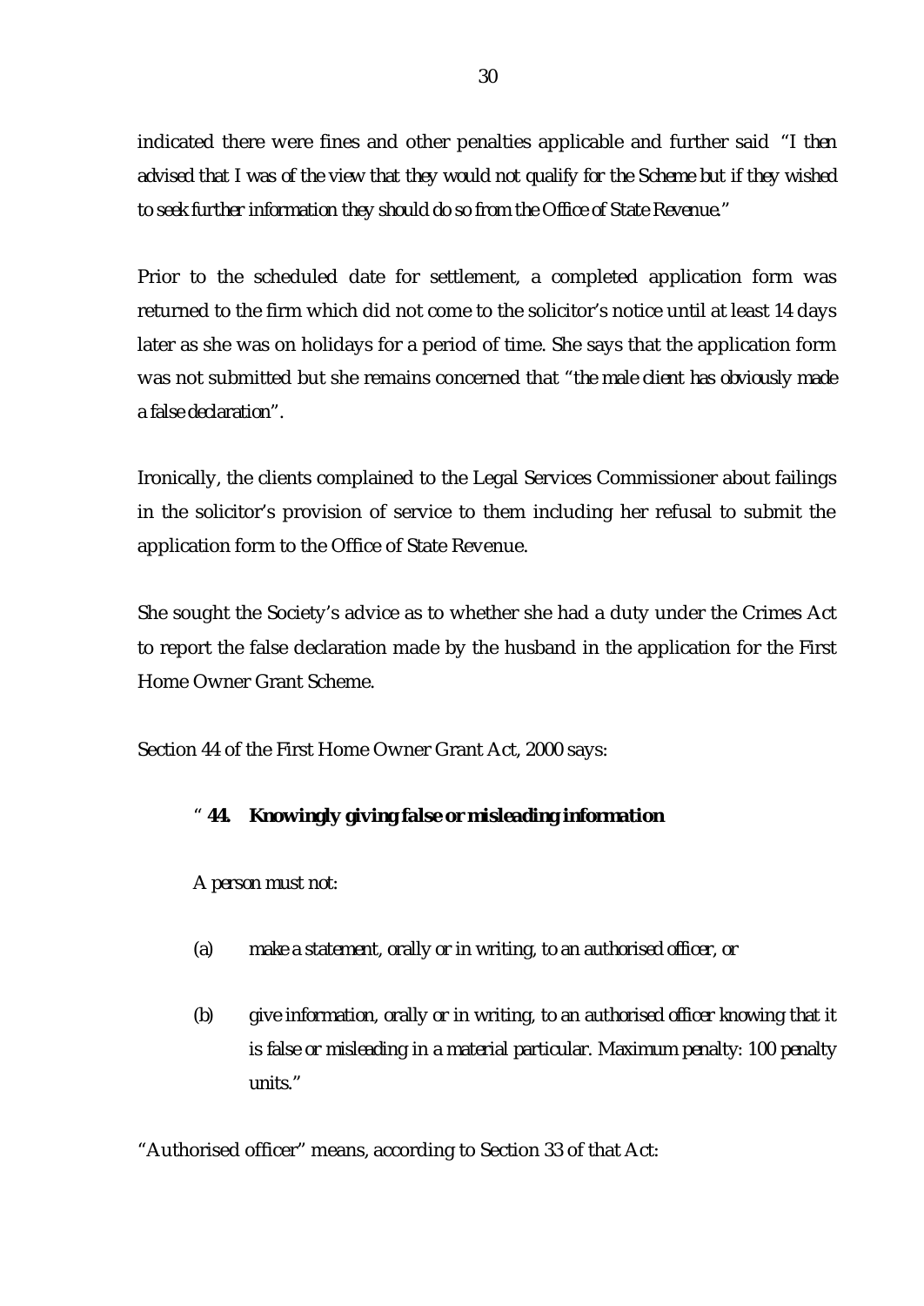indicated there were fines and other penalties applicable and further said "*I then advised that I was of the view that they would not qualify for the Scheme but if they wished to seek further information they should do so from the Office of State Revenue.*"

Prior to the scheduled date for settlement, a completed application form was returned to the firm which did not come to the solicitor's notice until at least 14 days later as she was on holidays for a period of time. She says that the application form was not submitted but she remains concerned that "*the male client has obviously made a false declaration*".

Ironically, the clients complained to the Legal Services Commissioner about failings in the solicitor's provision of service to them including her refusal to submit the application form to the Office of State Revenue.

She sought the Society's advice as to whether she had a duty under the Crimes Act to report the false declaration made by the husband in the application for the First Home Owner Grant Scheme.

Section 44 of the First Home Owner Grant Act, 2000 says:

> " ***44. Knowingly giving false or misleading information***
>
> *A person must not:*
>
> (a) *make a statement, orally or in writing, to an authorised officer, or*
>
> (b) *give information, orally or in writing, to an authorised officer knowing that it is false or misleading in a material particular. Maximum penalty: 100 penalty units.*"

"Authorised officer" means, according to Section 33 of that Act: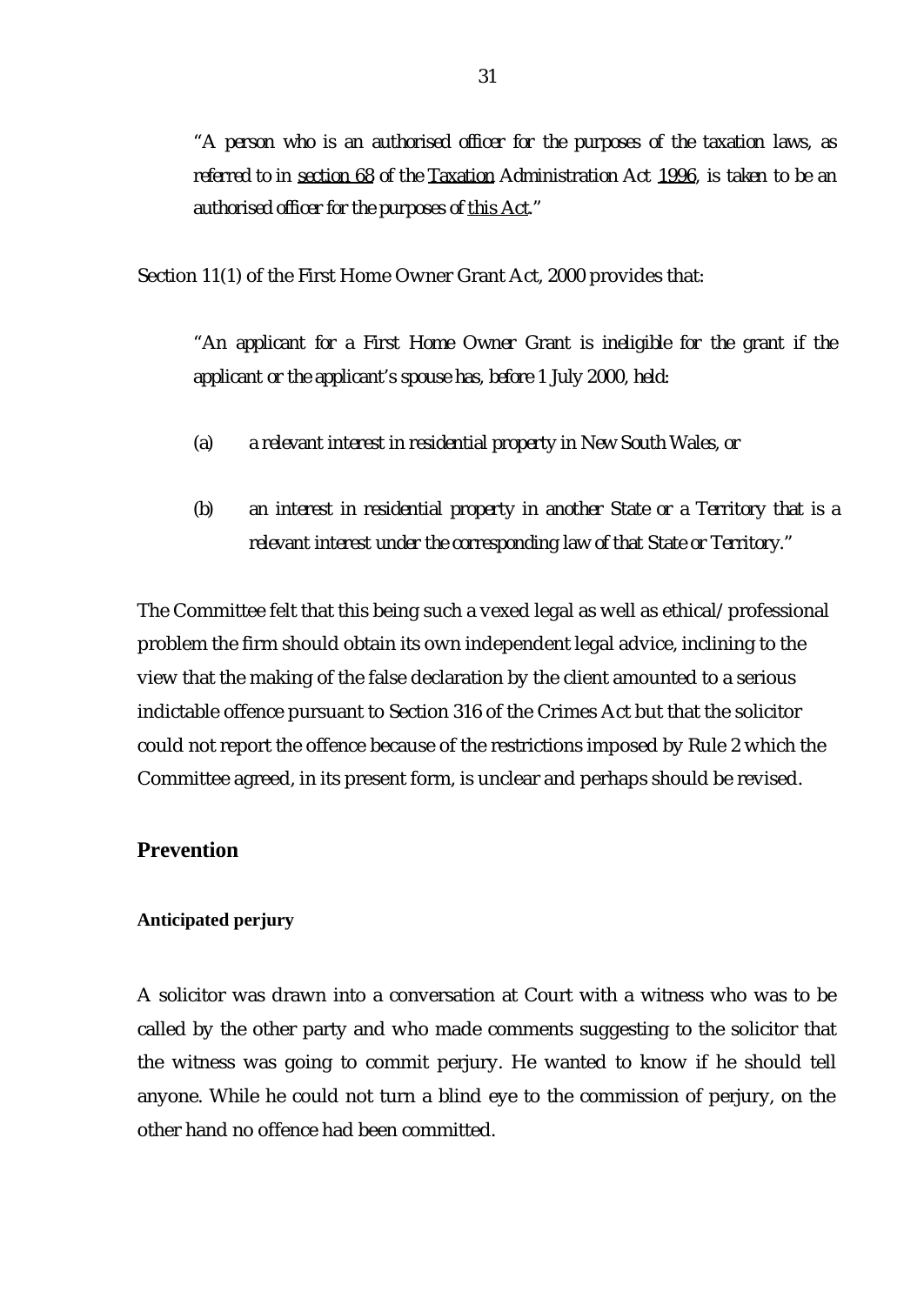> *"A person who is an authorised officer for the purposes of the taxation laws, as referred to in section 68 of the Taxation Administration Act 1996, is taken to be an authorised officer for the purposes of this Act."*

Section 11(1) of the First Home Owner Grant Act, 2000 provides that:

> *"An applicant for a First Home Owner Grant is ineligible for the grant if the applicant or the applicant's spouse has, before 1 July 2000, held:*
>
> *(a) a relevant interest in residential property in New South Wales, or*
>
> *(b) an interest in residential property in another State or a Territory that is a relevant interest under the corresponding law of that State or Territory."*

The Committee felt that this being such a vexed legal as well as ethical/professional problem the firm should obtain its own independent legal advice, inclining to the view that the making of the false declaration by the client amounted to a serious indictable offence pursuant to Section 316 of the Crimes Act but that the solicitor could not report the offence because of the restrictions imposed by Rule 2 which the Committee agreed, in its present form, is unclear and perhaps should be revised.

## Prevention

### Anticipated perjury

A solicitor was drawn into a conversation at Court with a witness who was to be called by the other party and who made comments suggesting to the solicitor that the witness was going to commit perjury. He wanted to know if he should tell anyone. While he could not turn a blind eye to the commission of perjury, on the other hand no offence had been committed.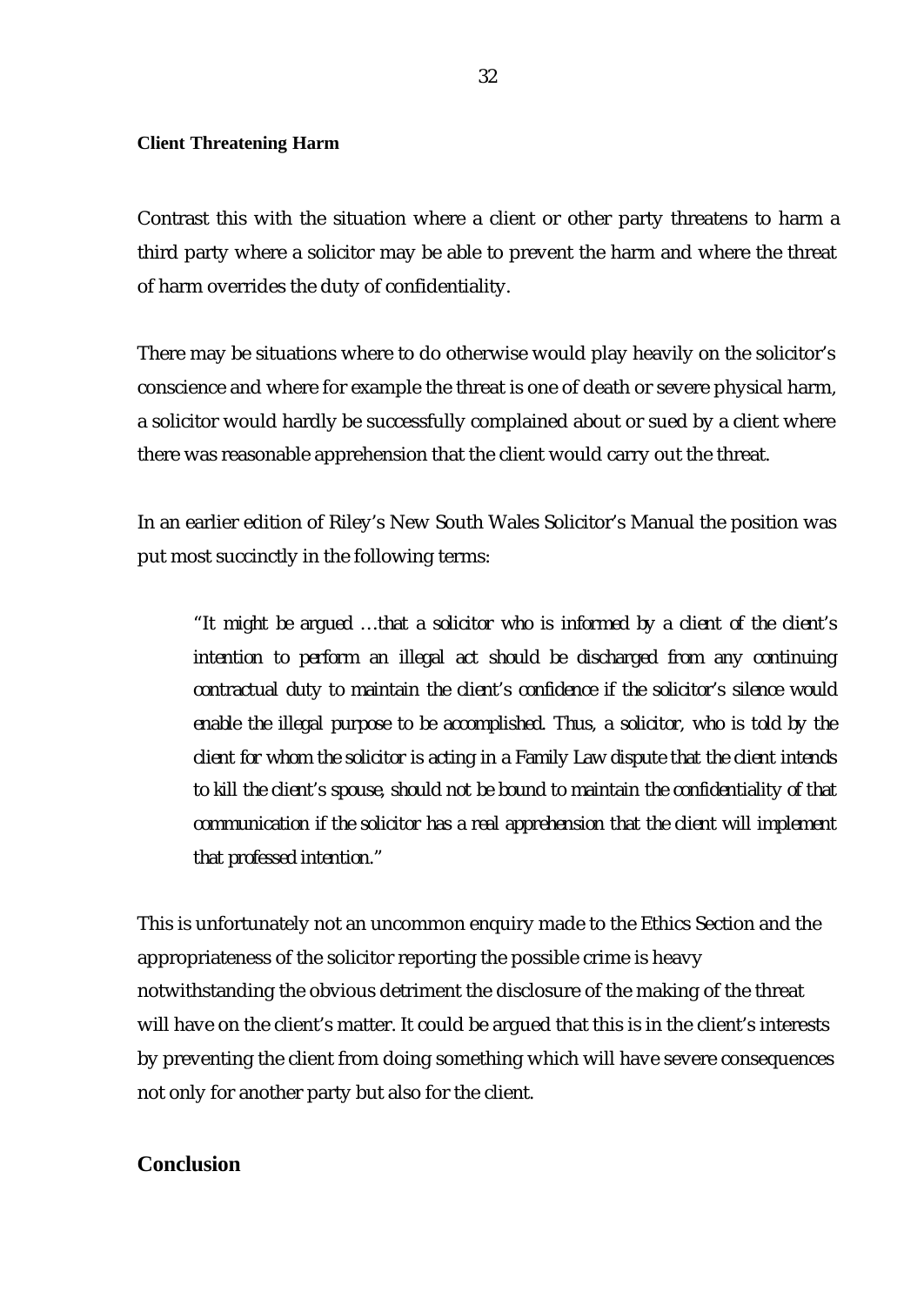**Client Threatening Harm**

Contrast this with the situation where a client or other party threatens to harm a third party where a solicitor may be able to prevent the harm and where the threat of harm overrides the duty of confidentiality.

There may be situations where to do otherwise would play heavily on the solicitor's conscience and where for example the threat is one of death or severe physical harm, a solicitor would hardly be successfully complained about or sued by a client where there was reasonable apprehension that the client would carry out the threat.

In an earlier edition of Riley's New South Wales Solicitor's Manual the position was put most succinctly in the following terms:

> *"It might be argued …that a solicitor who is informed by a client of the client's intention to perform an illegal act should be discharged from any continuing contractual duty to maintain the client's confidence if the solicitor's silence would enable the illegal purpose to be accomplished. Thus, a solicitor, who is told by the client for whom the solicitor is acting in a Family Law dispute that the client intends to kill the client's spouse, should not be bound to maintain the confidentiality of that communication if the solicitor has a real apprehension that the client will implement that professed intention."*

This is unfortunately not an uncommon enquiry made to the Ethics Section and the appropriateness of the solicitor reporting the possible crime is heavy notwithstanding the obvious detriment the disclosure of the making of the threat will have on the client's matter. It could be argued that this is in the client's interests by preventing the client from doing something which will have severe consequences not only for another party but also for the client.

## Conclusion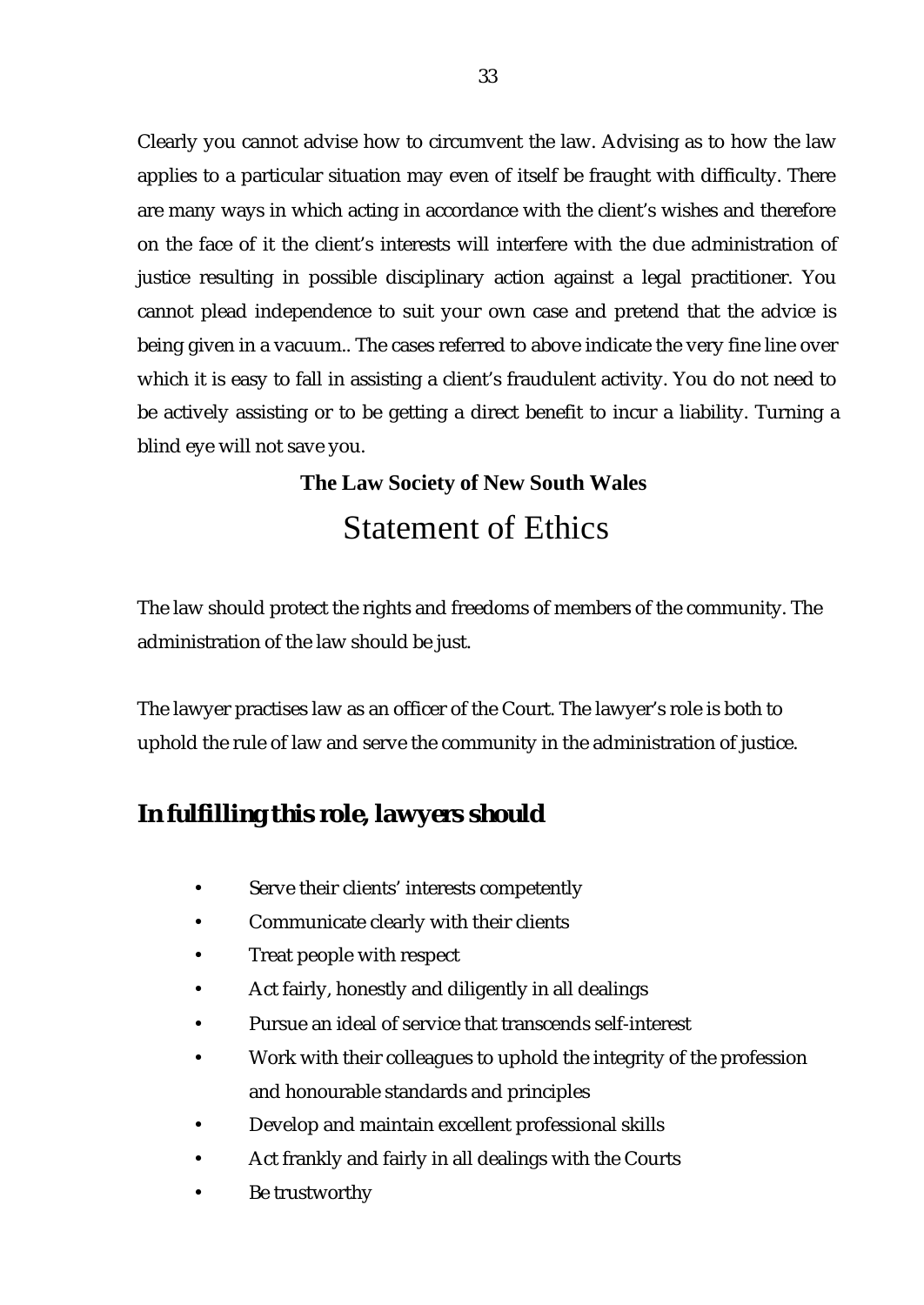Clearly you cannot advise how to circumvent the law. Advising as to how the law applies to a particular situation may even of itself be fraught with difficulty. There are many ways in which acting in accordance with the client's wishes and therefore on the face of it the client's interests will interfere with the due administration of justice resulting in possible disciplinary action against a legal practitioner. You cannot plead independence to suit your own case and pretend that the advice is being given in a vacuum.. The cases referred to above indicate the very fine line over which it is easy to fall in assisting a client's fraudulent activity. You do not need to be actively assisting or to be getting a direct benefit to incur a liability. Turning a blind eye will not save you.

**The Law Society of New South Wales**

# Statement of Ethics

The law should protect the rights and freedoms of members of the community. The administration of the law should be just.

The lawyer practises law as an officer of the Court. The lawyer's role is both to uphold the rule of law and serve the community in the administration of justice.

## In fulfilling this role, lawyers should

- Serve their clients' interests competently
- Communicate clearly with their clients
- Treat people with respect
- Act fairly, honestly and diligently in all dealings
- Pursue an ideal of service that transcends self-interest
- Work with their colleagues to uphold the integrity of the profession and honourable standards and principles
- Develop and maintain excellent professional skills
- Act frankly and fairly in all dealings with the Courts
- Be trustworthy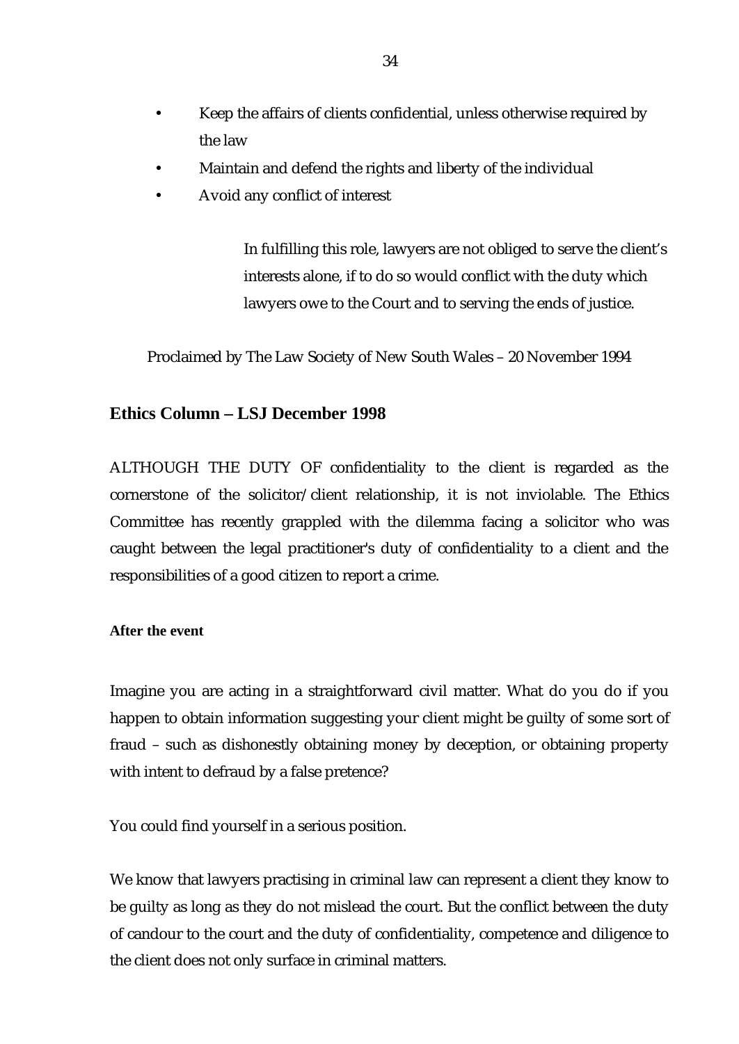- Keep the affairs of clients confidential, unless otherwise required by the law
- Maintain and defend the rights and liberty of the individual
- Avoid any conflict of interest

> In fulfilling this role, lawyers are not obliged to serve the client's interests alone, if to do so would conflict with the duty which lawyers owe to the Court and to serving the ends of justice.

Proclaimed by The Law Society of New South Wales – 20 November 1994

## Ethics Column – LSJ December 1998

ALTHOUGH THE DUTY OF confidentiality to the client is regarded as the cornerstone of the solicitor/client relationship, it is not inviolable. The Ethics Committee has recently grappled with the dilemma facing a solicitor who was caught between the legal practitioner's duty of confidentiality to a client and the responsibilities of a good citizen to report a crime.

#### After the event

Imagine you are acting in a straightforward civil matter. What do you do if you happen to obtain information suggesting your client might be guilty of some sort of fraud – such as dishonestly obtaining money by deception, or obtaining property with intent to defraud by a false pretence?

You could find yourself in a serious position.

We know that lawyers practising in criminal law can represent a client they know to be guilty as long as they do not mislead the court. But the conflict between the duty of candour to the court and the duty of confidentiality, competence and diligence to the client does not only surface in criminal matters.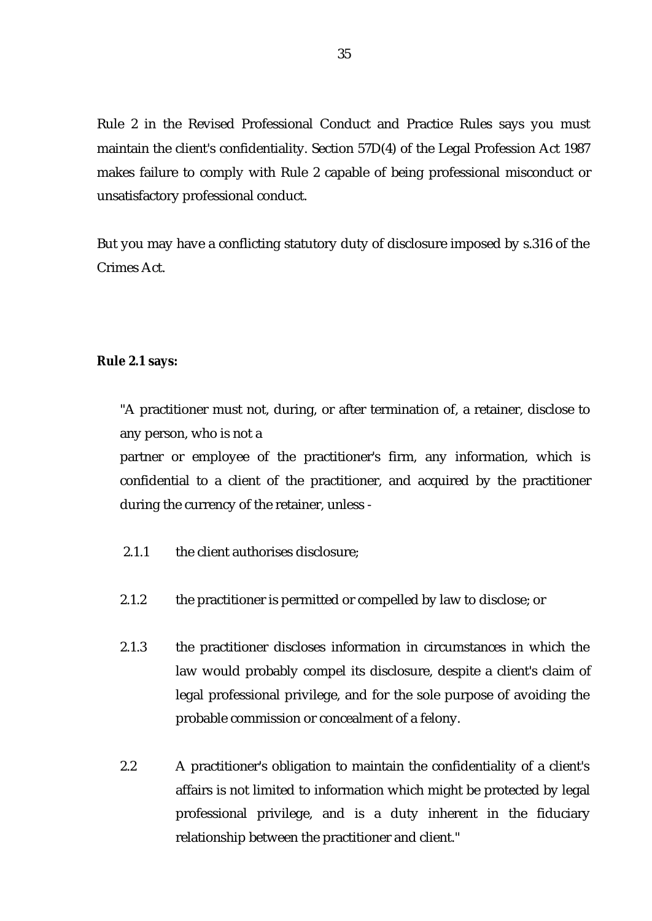Rule 2 in the Revised Professional Conduct and Practice Rules says you must maintain the client's confidentiality. Section 57D(4) of the Legal Profession Act 1987 makes failure to comply with Rule 2 capable of being professional misconduct or unsatisfactory professional conduct.

But you may have a conflicting statutory duty of disclosure imposed by s.316 of the Crimes Act.

**Rule 2.1 says:**

> "A practitioner must not, during, or after termination of, a retainer, disclose to any person, who is not a partner or employee of the practitioner's firm, any information, which is confidential to a client of the practitioner, and acquired by the practitioner during the currency of the retainer, unless -
>
> 2.1.1 the client authorises disclosure;
>
> 2.1.2 the practitioner is permitted or compelled by law to disclose; or
>
> 2.1.3 the practitioner discloses information in circumstances in which the law would probably compel its disclosure, despite a client's claim of legal professional privilege, and for the sole purpose of avoiding the probable commission or concealment of a felony.
>
> 2.2 A practitioner's obligation to maintain the confidentiality of a client's affairs is not limited to information which might be protected by legal professional privilege, and is a duty inherent in the fiduciary relationship between the practitioner and client."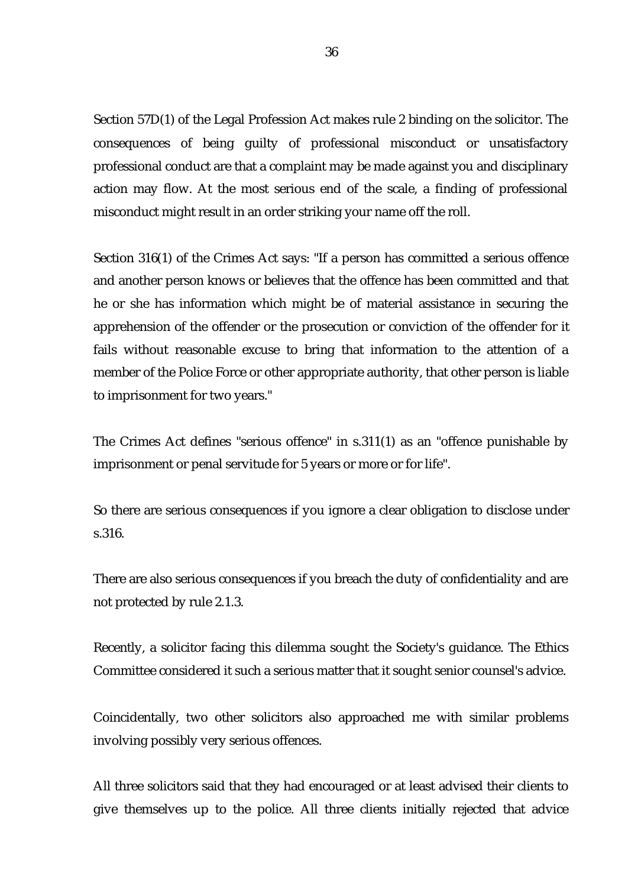Section 57D(1) of the Legal Profession Act makes rule 2 binding on the solicitor. The consequences of being guilty of professional misconduct or unsatisfactory professional conduct are that a complaint may be made against you and disciplinary action may flow. At the most serious end of the scale, a finding of professional misconduct might result in an order striking your name off the roll.

Section 316(1) of the Crimes Act says: "If a person has committed a serious offence and another person knows or believes that the offence has been committed and that he or she has information which might be of material assistance in securing the apprehension of the offender or the prosecution or conviction of the offender for it fails without reasonable excuse to bring that information to the attention of a member of the Police Force or other appropriate authority, that other person is liable to imprisonment for two years."

The Crimes Act defines "serious offence" in s.311(1) as an "offence punishable by imprisonment or penal servitude for 5 years or more or for life".

So there are serious consequences if you ignore a clear obligation to disclose under s.316.

There are also serious consequences if you breach the duty of confidentiality and are not protected by rule 2.1.3.

Recently, a solicitor facing this dilemma sought the Society's guidance. The Ethics Committee considered it such a serious matter that it sought senior counsel's advice.

Coincidentally, two other solicitors also approached me with similar problems involving possibly very serious offences.

All three solicitors said that they had encouraged or at least advised their clients to give themselves up to the police. All three clients initially rejected that advice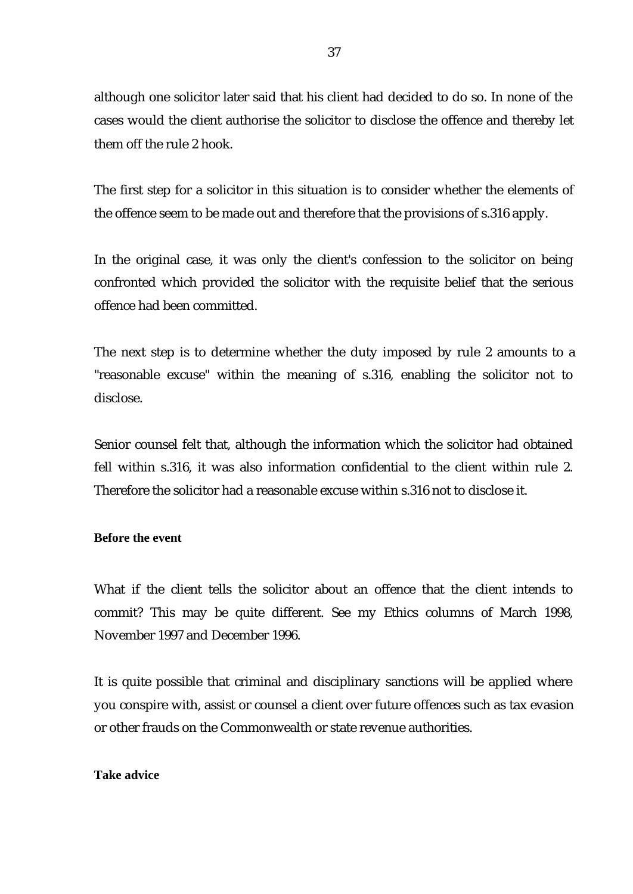although one solicitor later said that his client had decided to do so. In none of the cases would the client authorise the solicitor to disclose the offence and thereby let them off the rule 2 hook.

The first step for a solicitor in this situation is to consider whether the elements of the offence seem to be made out and therefore that the provisions of s.316 apply.

In the original case, it was only the client's confession to the solicitor on being confronted which provided the solicitor with the requisite belief that the serious offence had been committed.

The next step is to determine whether the duty imposed by rule 2 amounts to a "reasonable excuse" within the meaning of s.316, enabling the solicitor not to disclose.

Senior counsel felt that, although the information which the solicitor had obtained fell within s.316, it was also information confidential to the client within rule 2. Therefore the solicitor had a reasonable excuse within s.316 not to disclose it.

**Before the event**

What if the client tells the solicitor about an offence that the client intends to commit? This may be quite different. See my Ethics columns of March 1998, November 1997 and December 1996.

It is quite possible that criminal and disciplinary sanctions will be applied where you conspire with, assist or counsel a client over future offences such as tax evasion or other frauds on the Commonwealth or state revenue authorities.

**Take advice**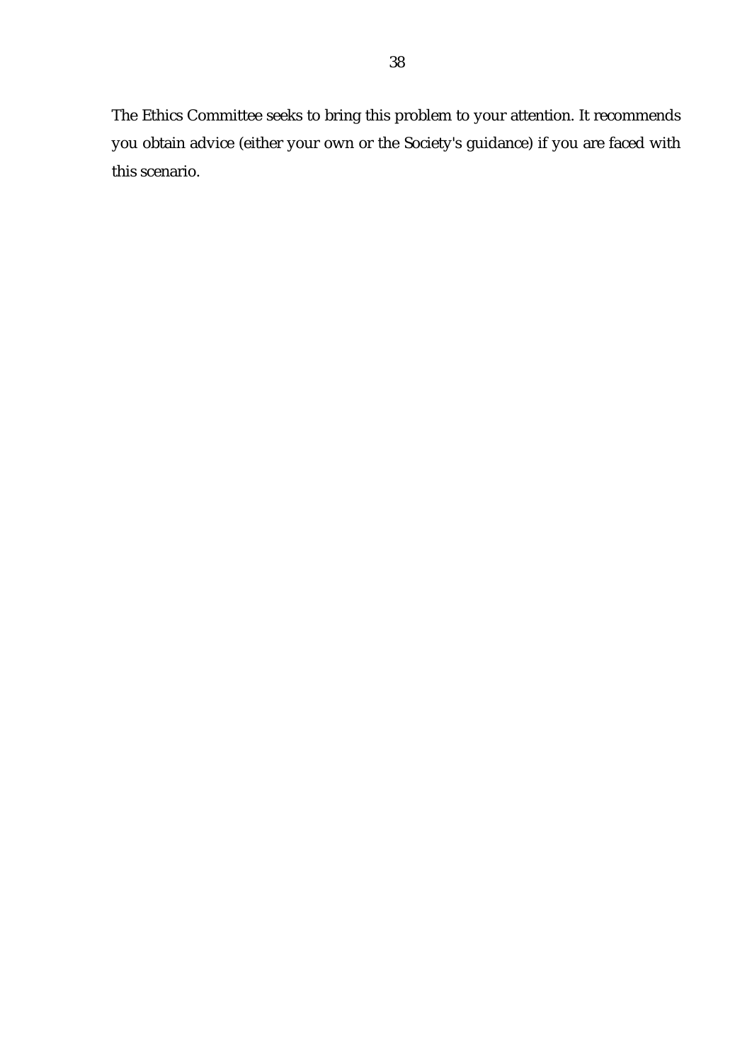The Ethics Committee seeks to bring this problem to your attention. It recommends you obtain advice (either your own or the Society's guidance) if you are faced with this scenario.